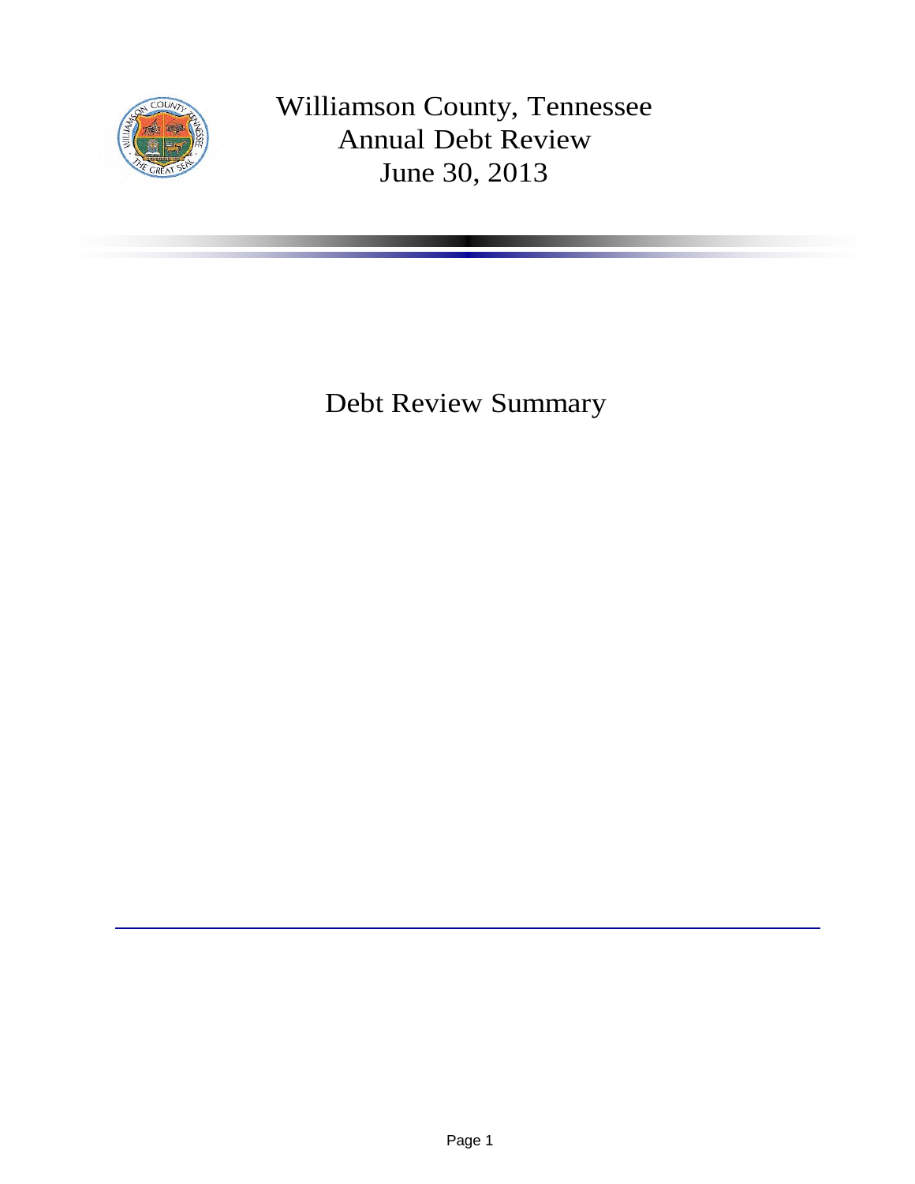# Williamson County, Tennessee
## Annual Debt Review
## June 30, 2013

## Debt Review Summary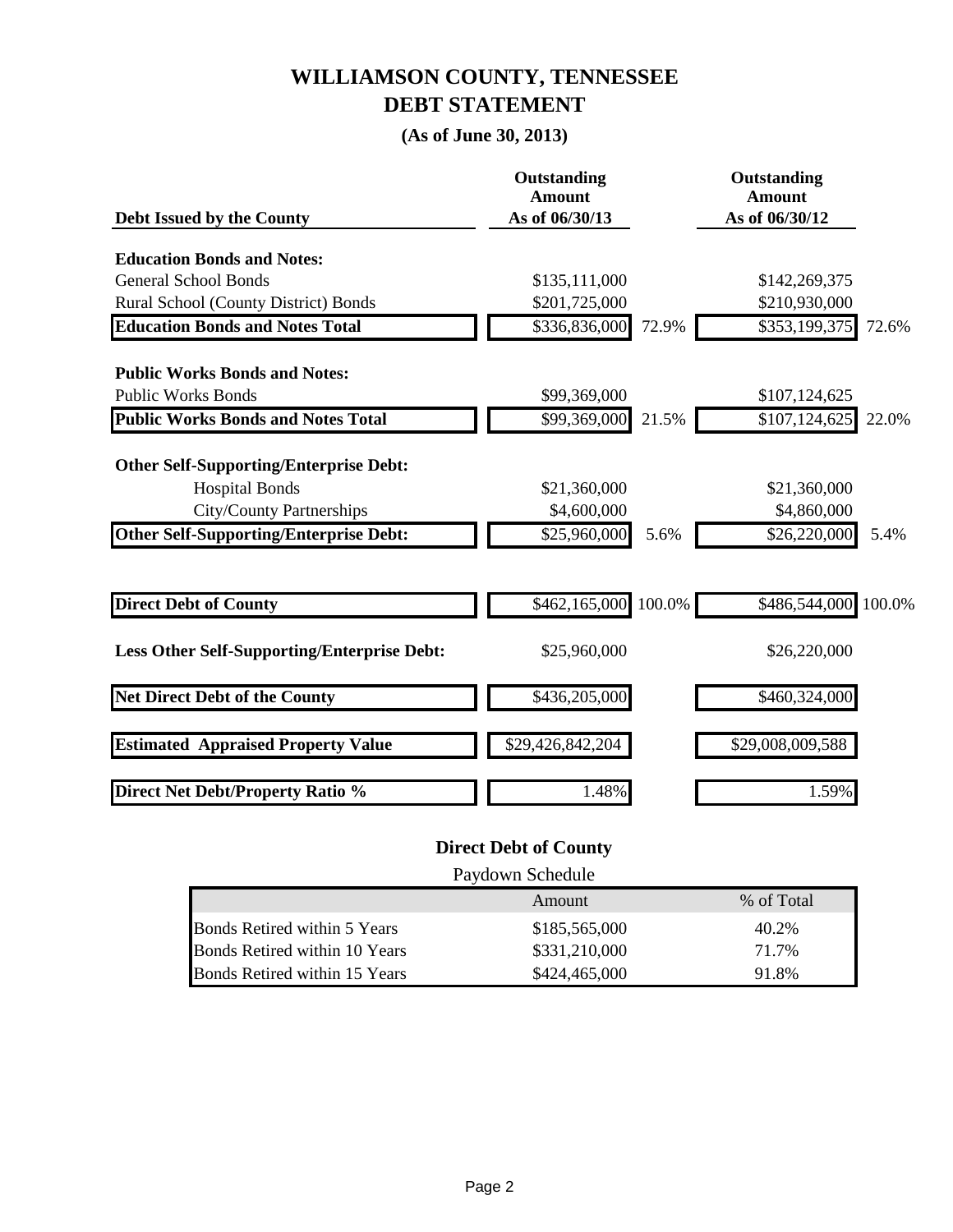# WILLIAMSON COUNTY, TENNESSEE
# DEBT STATEMENT

### (As of June 30, 2013)

| Debt Issued by the County | Outstanding Amount As of 06/30/13 | | Outstanding Amount As of 06/30/12 | |
|---|---|---|---|---|
| **Education Bonds and Notes:** | | | | |
| General School Bonds | $135,111,000 | | $142,269,375 | |
| Rural School (County District) Bonds | $201,725,000 | | $210,930,000 | |
| **Education Bonds and Notes Total** | $336,836,000 | 72.9% | $353,199,375 | 72.6% |
| **Public Works Bonds and Notes:** | | | | |
| Public Works Bonds | $99,369,000 | | $107,124,625 | |
| **Public Works Bonds and Notes Total** | $99,369,000 | 21.5% | $107,124,625 | 22.0% |
| **Other Self-Supporting/Enterprise Debt:** | | | | |
| Hospital Bonds | $21,360,000 | | $21,360,000 | |
| City/County Partnerships | $4,600,000 | | $4,860,000 | |
| **Other Self-Supporting/Enterprise Debt:** | $25,960,000 | 5.6% | $26,220,000 | 5.4% |
| **Direct Debt of County** | $462,165,000 | 100.0% | $486,544,000 | 100.0% |
| **Less Other Self-Supporting/Enterprise Debt:** | $25,960,000 | | $26,220,000 | |
| **Net Direct Debt of the County** | $436,205,000 | | $460,324,000 | |
| **Estimated Appraised Property Value** | $29,426,842,204 | | $29,008,009,588 | |
| **Direct Net Debt/Property Ratio %** | 1.48% | | 1.59% | |

### Direct Debt of County

Paydown Schedule

| | Amount | % of Total |
|---|---|---|
| Bonds Retired within 5 Years | $185,565,000 | 40.2% |
| Bonds Retired within 10 Years | $331,210,000 | 71.7% |
| Bonds Retired within 15 Years | $424,465,000 | 91.8% |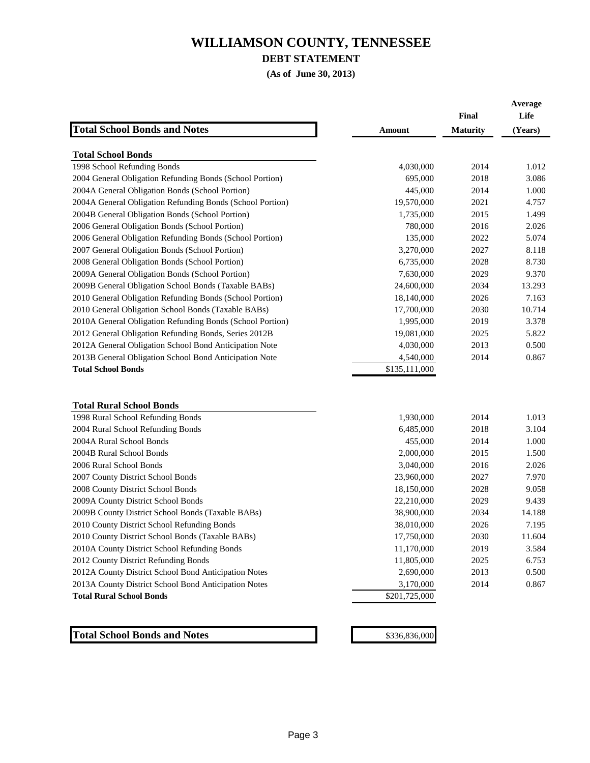# WILLIAMSON COUNTY, TENNESSEE

## DEBT STATEMENT

**(As of June 30, 2013)**

| Total School Bonds and Notes | Amount | Final Maturity | Average Life (Years) |
|---|---|---|---|
| **Total School Bonds** | | | |
| 1998 School Refunding Bonds | 4,030,000 | 2014 | 1.012 |
| 2004 General Obligation Refunding Bonds (School Portion) | 695,000 | 2018 | 3.086 |
| 2004A General Obligation Bonds (School Portion) | 445,000 | 2014 | 1.000 |
| 2004A General Obligation Refunding Bonds (School Portion) | 19,570,000 | 2021 | 4.757 |
| 2004B General Obligation Bonds (School Portion) | 1,735,000 | 2015 | 1.499 |
| 2006 General Obligation Bonds (School Portion) | 780,000 | 2016 | 2.026 |
| 2006 General Obligation Refunding Bonds (School Portion) | 135,000 | 2022 | 5.074 |
| 2007 General Obligation Bonds (School Portion) | 3,270,000 | 2027 | 8.118 |
| 2008 General Obligation Bonds (School Portion) | 6,735,000 | 2028 | 8.730 |
| 2009A General Obligation Bonds (School Portion) | 7,630,000 | 2029 | 9.370 |
| 2009B General Obligation School Bonds (Taxable BABs) | 24,600,000 | 2034 | 13.293 |
| 2010 General Obligation Refunding Bonds (School Portion) | 18,140,000 | 2026 | 7.163 |
| 2010 General Obligation School Bonds (Taxable BABs) | 17,700,000 | 2030 | 10.714 |
| 2010A General Obligation Refunding Bonds (School Portion) | 1,995,000 | 2019 | 3.378 |
| 2012 General Obligation Refunding Bonds, Series 2012B | 19,081,000 | 2025 | 5.822 |
| 2012A General Obligation School Bond Anticipation Note | 4,030,000 | 2013 | 0.500 |
| 2013B General Obligation School Bond Anticipation Note | 4,540,000 | 2014 | 0.867 |
| **Total School Bonds** | $135,111,000 | | |
| | | | |
| **Total Rural School Bonds** | | | |
| 1998 Rural School Refunding Bonds | 1,930,000 | 2014 | 1.013 |
| 2004 Rural School Refunding Bonds | 6,485,000 | 2018 | 3.104 |
| 2004A Rural School Bonds | 455,000 | 2014 | 1.000 |
| 2004B Rural School Bonds | 2,000,000 | 2015 | 1.500 |
| 2006 Rural School Bonds | 3,040,000 | 2016 | 2.026 |
| 2007 County District School Bonds | 23,960,000 | 2027 | 7.970 |
| 2008 County District School Bonds | 18,150,000 | 2028 | 9.058 |
| 2009A County District School Bonds | 22,210,000 | 2029 | 9.439 |
| 2009B County District School Bonds (Taxable BABs) | 38,900,000 | 2034 | 14.188 |
| 2010 County District School Refunding Bonds | 38,010,000 | 2026 | 7.195 |
| 2010 County District School Bonds (Taxable BABs) | 17,750,000 | 2030 | 11.604 |
| 2010A County District School Refunding Bonds | 11,170,000 | 2019 | 3.584 |
| 2012 County District Refunding Bonds | 11,805,000 | 2025 | 6.753 |
| 2012A County District School Bond Anticipation Notes | 2,690,000 | 2013 | 0.500 |
| 2013A County District School Bond Anticipation Notes | 3,170,000 | 2014 | 0.867 |
| **Total Rural School Bonds** | $201,725,000 | | |
| | | | |
| **Total School Bonds and Notes** | $336,836,000 | | |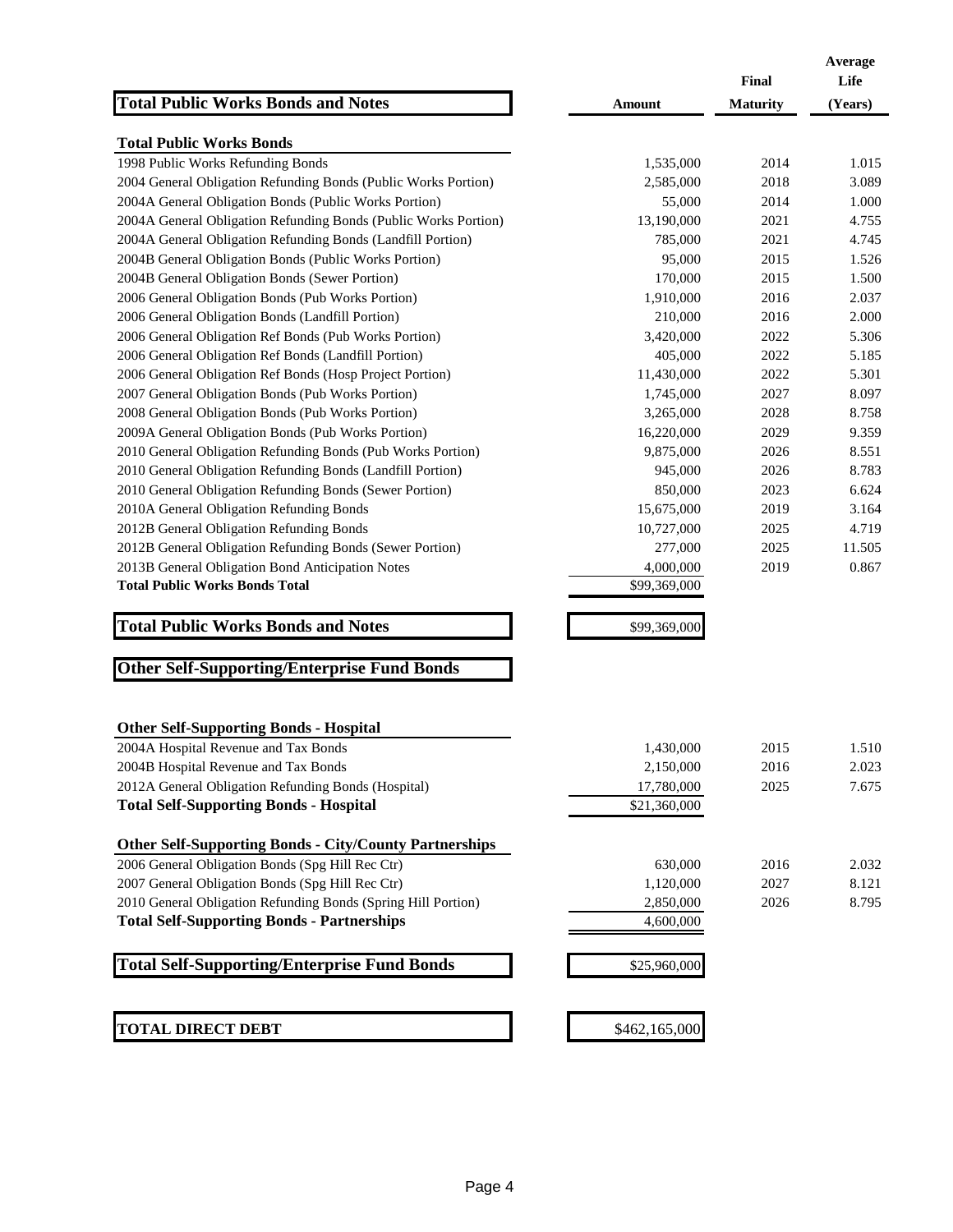| Total Public Works Bonds and Notes | Amount | Final Maturity | Average Life (Years) |
|---|---|---|---|
| **Total Public Works Bonds** | | | |
| 1998 Public Works Refunding Bonds | 1,535,000 | 2014 | 1.015 |
| 2004 General Obligation Refunding Bonds (Public Works Portion) | 2,585,000 | 2018 | 3.089 |
| 2004A General Obligation Bonds (Public Works Portion) | 55,000 | 2014 | 1.000 |
| 2004A General Obligation Refunding Bonds (Public Works Portion) | 13,190,000 | 2021 | 4.755 |
| 2004A General Obligation Refunding Bonds (Landfill Portion) | 785,000 | 2021 | 4.745 |
| 2004B General Obligation Bonds (Public Works Portion) | 95,000 | 2015 | 1.526 |
| 2004B General Obligation Bonds (Sewer Portion) | 170,000 | 2015 | 1.500 |
| 2006 General Obligation Bonds (Pub Works Portion) | 1,910,000 | 2016 | 2.037 |
| 2006 General Obligation Bonds (Landfill Portion) | 210,000 | 2016 | 2.000 |
| 2006 General Obligation Ref Bonds (Pub Works Portion) | 3,420,000 | 2022 | 5.306 |
| 2006 General Obligation Ref Bonds (Landfill Portion) | 405,000 | 2022 | 5.185 |
| 2006 General Obligation Ref Bonds (Hosp Project Portion) | 11,430,000 | 2022 | 5.301 |
| 2007 General Obligation Bonds (Pub Works Portion) | 1,745,000 | 2027 | 8.097 |
| 2008 General Obligation Bonds (Pub Works Portion) | 3,265,000 | 2028 | 8.758 |
| 2009A General Obligation Bonds (Pub Works Portion) | 16,220,000 | 2029 | 9.359 |
| 2010 General Obligation Refunding Bonds (Pub Works Portion) | 9,875,000 | 2026 | 8.551 |
| 2010 General Obligation Refunding Bonds (Landfill Portion) | 945,000 | 2026 | 8.783 |
| 2010 General Obligation Refunding Bonds (Sewer Portion) | 850,000 | 2023 | 6.624 |
| 2010A General Obligation Refunding Bonds | 15,675,000 | 2019 | 3.164 |
| 2012B General Obligation Refunding Bonds | 10,727,000 | 2025 | 4.719 |
| 2012B General Obligation Refunding Bonds (Sewer Portion) | 277,000 | 2025 | 11.505 |
| 2013B General Obligation Bond Anticipation Notes | 4,000,000 | 2019 | 0.867 |
| **Total Public Works Bonds Total** | $99,369,000 | | |
| **Total Public Works Bonds and Notes** | $99,369,000 | | |
| **Other Self-Supporting/Enterprise Fund Bonds** | | | |
| **Other Self-Supporting Bonds - Hospital** | | | |
| 2004A Hospital Revenue and Tax Bonds | 1,430,000 | 2015 | 1.510 |
| 2004B Hospital Revenue and Tax Bonds | 2,150,000 | 2016 | 2.023 |
| 2012A General Obligation Refunding Bonds (Hospital) | 17,780,000 | 2025 | 7.675 |
| **Total Self-Supporting Bonds - Hospital** | $21,360,000 | | |
| **Other Self-Supporting Bonds - City/County Partnerships** | | | |
| 2006 General Obligation Bonds (Spg Hill Rec Ctr) | 630,000 | 2016 | 2.032 |
| 2007 General Obligation Bonds (Spg Hill Rec Ctr) | 1,120,000 | 2027 | 8.121 |
| 2010 General Obligation Refunding Bonds (Spring Hill Portion) | 2,850,000 | 2026 | 8.795 |
| **Total Self-Supporting Bonds - Partnerships** | 4,600,000 | | |
| **Total Self-Supporting/Enterprise Fund Bonds** | $25,960,000 | | |
| **TOTAL DIRECT DEBT** | $462,165,000 | | |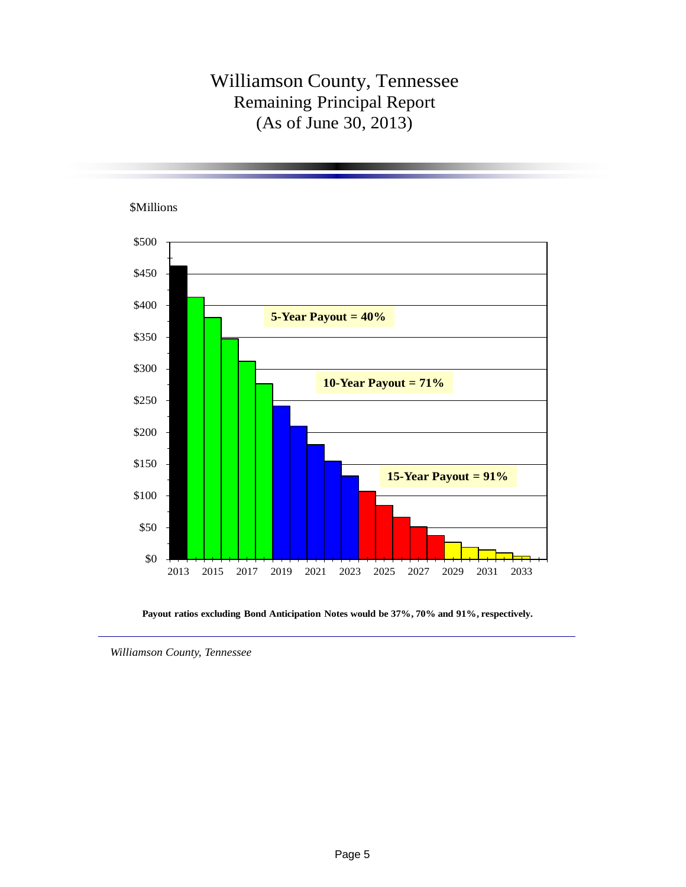# Williamson County, Tennessee
## Remaining Principal Report
## (As of June 30, 2013)

$Millions

| Label |
|---|
| 5-Year Payout = 40% |
| 10-Year Payout = 71% |
| 15-Year Payout = 91% |

**Payout ratios excluding Bond Anticipation Notes would be 37%, 70% and 91%, respectively.**

*Williamson County, Tennessee*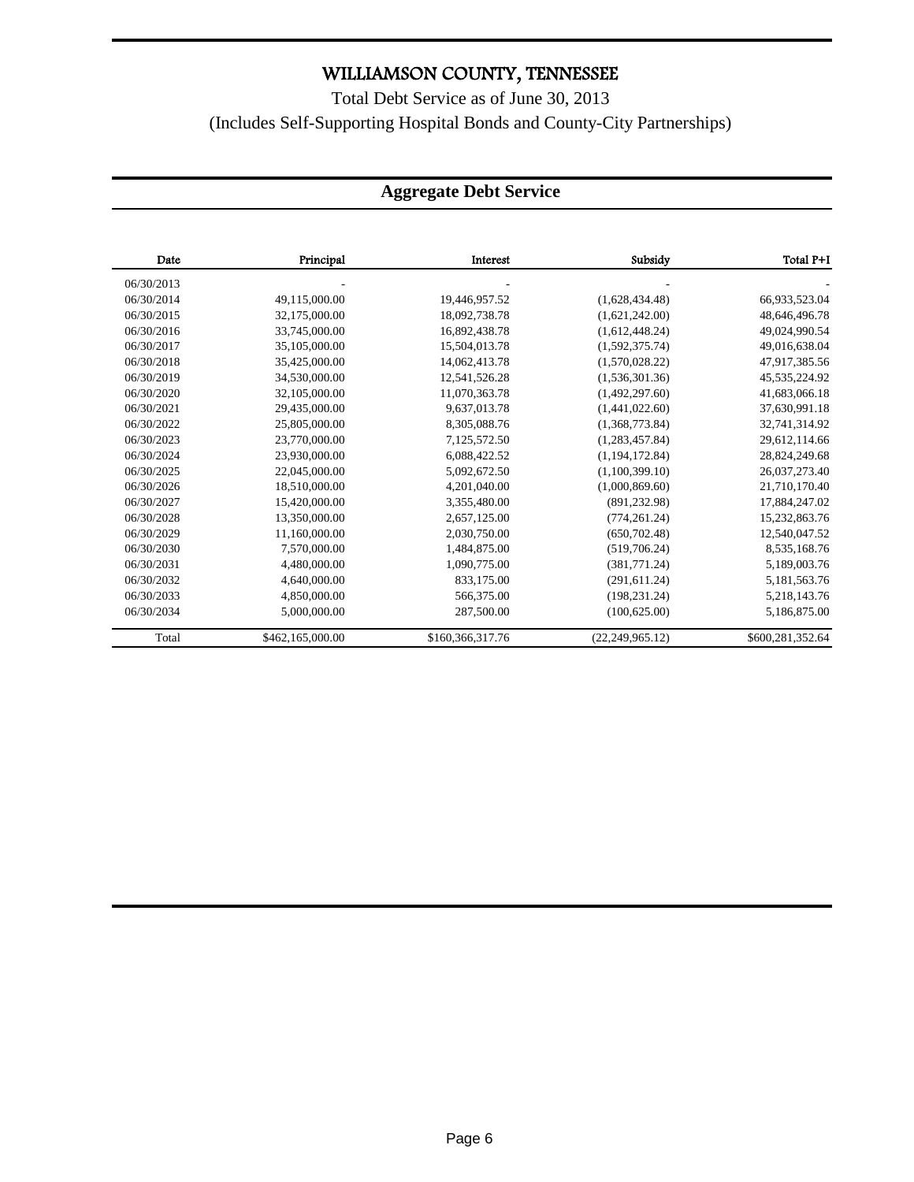# WILLIAMSON COUNTY, TENNESSEE

Total Debt Service as of June 30, 2013

(Includes Self-Supporting Hospital Bonds and County-City Partnerships)

## Aggregate Debt Service

| Date | Principal | Interest | Subsidy | Total P+I |
|---|---|---|---|---|
| 06/30/2013 | - | - | - | - |
| 06/30/2014 | 49,115,000.00 | 19,446,957.52 | (1,628,434.48) | 66,933,523.04 |
| 06/30/2015 | 32,175,000.00 | 18,092,738.78 | (1,621,242.00) | 48,646,496.78 |
| 06/30/2016 | 33,745,000.00 | 16,892,438.78 | (1,612,448.24) | 49,024,990.54 |
| 06/30/2017 | 35,105,000.00 | 15,504,013.78 | (1,592,375.74) | 49,016,638.04 |
| 06/30/2018 | 35,425,000.00 | 14,062,413.78 | (1,570,028.22) | 47,917,385.56 |
| 06/30/2019 | 34,530,000.00 | 12,541,526.28 | (1,536,301.36) | 45,535,224.92 |
| 06/30/2020 | 32,105,000.00 | 11,070,363.78 | (1,492,297.60) | 41,683,066.18 |
| 06/30/2021 | 29,435,000.00 | 9,637,013.78 | (1,441,022.60) | 37,630,991.18 |
| 06/30/2022 | 25,805,000.00 | 8,305,088.76 | (1,368,773.84) | 32,741,314.92 |
| 06/30/2023 | 23,770,000.00 | 7,125,572.50 | (1,283,457.84) | 29,612,114.66 |
| 06/30/2024 | 23,930,000.00 | 6,088,422.52 | (1,194,172.84) | 28,824,249.68 |
| 06/30/2025 | 22,045,000.00 | 5,092,672.50 | (1,100,399.10) | 26,037,273.40 |
| 06/30/2026 | 18,510,000.00 | 4,201,040.00 | (1,000,869.60) | 21,710,170.40 |
| 06/30/2027 | 15,420,000.00 | 3,355,480.00 | (891,232.98) | 17,884,247.02 |
| 06/30/2028 | 13,350,000.00 | 2,657,125.00 | (774,261.24) | 15,232,863.76 |
| 06/30/2029 | 11,160,000.00 | 2,030,750.00 | (650,702.48) | 12,540,047.52 |
| 06/30/2030 | 7,570,000.00 | 1,484,875.00 | (519,706.24) | 8,535,168.76 |
| 06/30/2031 | 4,480,000.00 | 1,090,775.00 | (381,771.24) | 5,189,003.76 |
| 06/30/2032 | 4,640,000.00 | 833,175.00 | (291,611.24) | 5,181,563.76 |
| 06/30/2033 | 4,850,000.00 | 566,375.00 | (198,231.24) | 5,218,143.76 |
| 06/30/2034 | 5,000,000.00 | 287,500.00 | (100,625.00) | 5,186,875.00 |
| Total | $462,165,000.00 | $160,366,317.76 | (22,249,965.12) | $600,281,352.64 |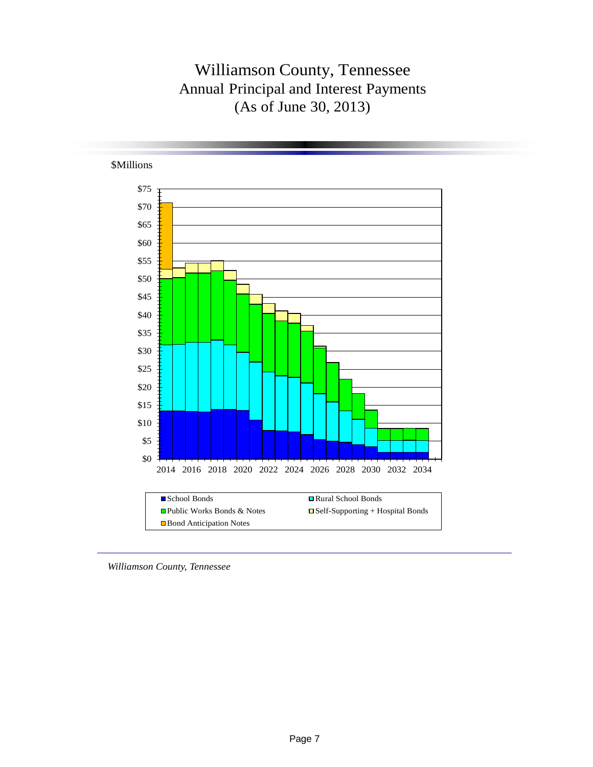# Williamson County, Tennessee
## Annual Principal and Interest Payments
## (As of June 30, 2013)

$Millions

$75
$70
$65
$60
$55
$50
$45
$40
$35
$30
$25
$20
$15
$10
$5
$0

2014 2016 2018 2020 2022 2024 2026 2028 2030 2032 2034

School Bonds
Rural School Bonds
Public Works Bonds & Notes
Self-Supporting + Hospital Bonds
Bond Anticipation Notes

*Williamson County, Tennessee*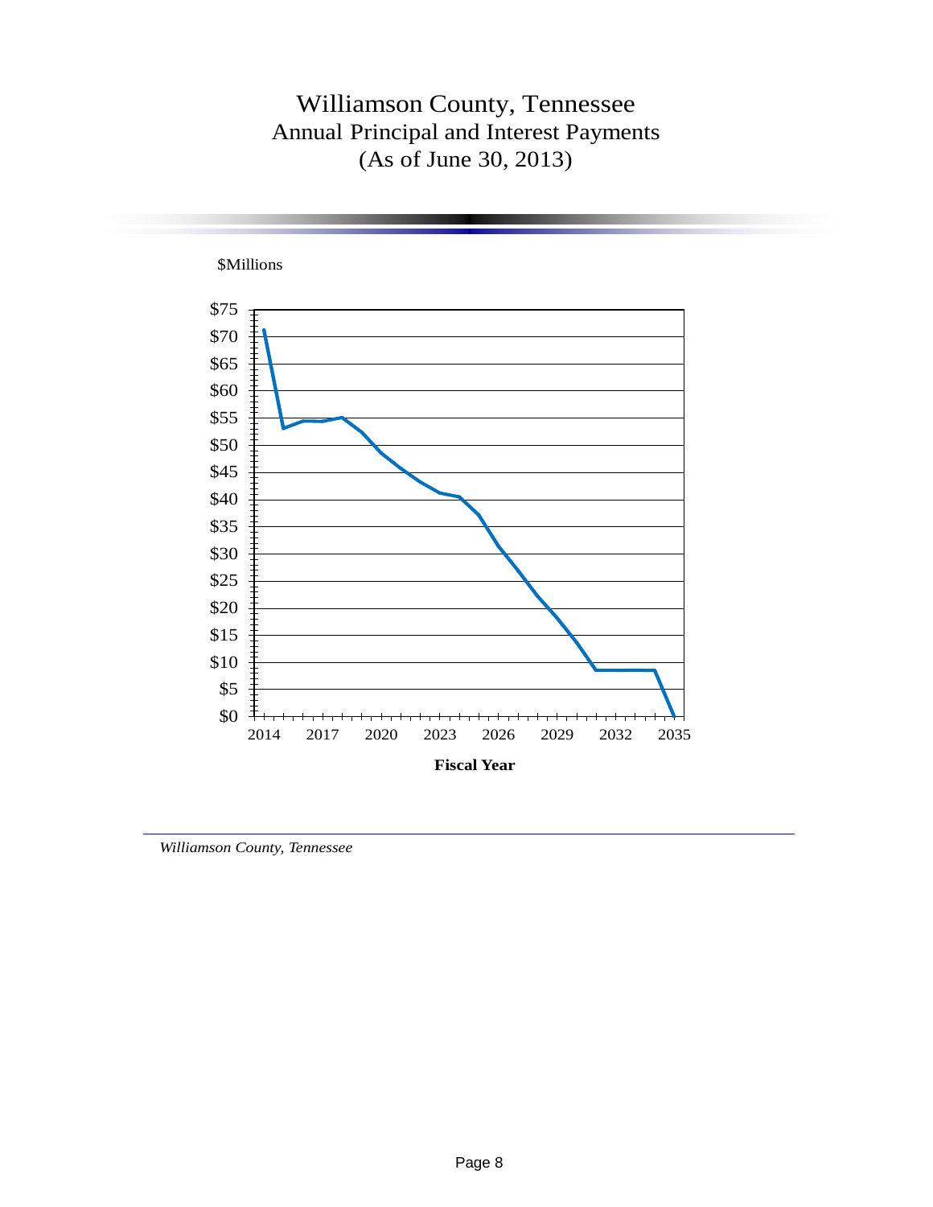# Williamson County, Tennessee
## Annual Principal and Interest Payments
## (As of June 30, 2013)

$Millions

$75
$70
$65
$60
$55
$50
$45
$40
$35
$30
$25
$20
$15
$10
$5
$0

2014 2017 2020 2023 2026 2029 2032 2035

**Fiscal Year**

*Williamson County, Tennessee*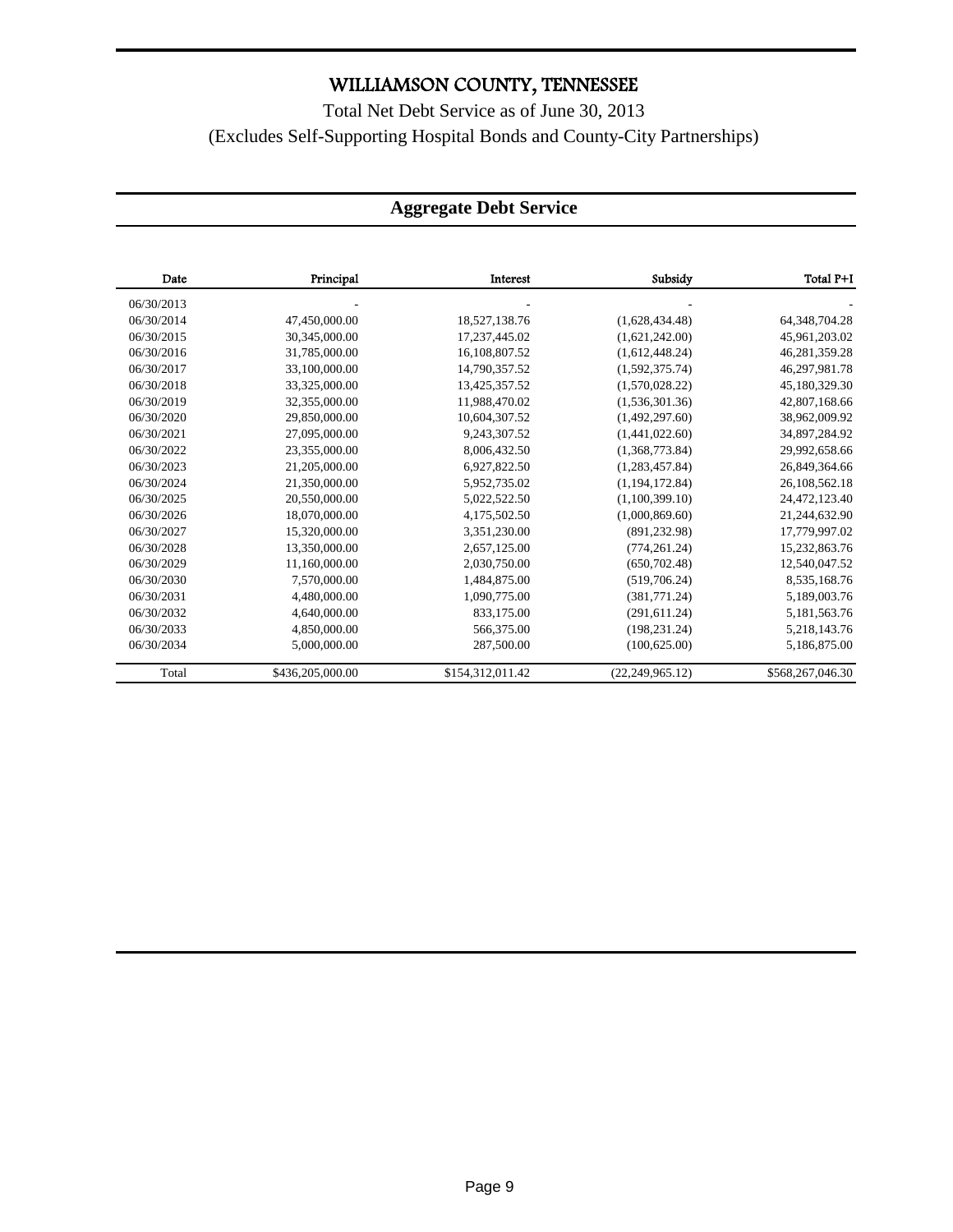# WILLIAMSON COUNTY, TENNESSEE

Total Net Debt Service as of June 30, 2013

(Excludes Self-Supporting Hospital Bonds and County-City Partnerships)

## Aggregate Debt Service

| Date | Principal | Interest | Subsidy | Total P+I |
|---|---|---|---|---|
| 06/30/2013 | - | - | - | - |
| 06/30/2014 | 47,450,000.00 | 18,527,138.76 | (1,628,434.48) | 64,348,704.28 |
| 06/30/2015 | 30,345,000.00 | 17,237,445.02 | (1,621,242.00) | 45,961,203.02 |
| 06/30/2016 | 31,785,000.00 | 16,108,807.52 | (1,612,448.24) | 46,281,359.28 |
| 06/30/2017 | 33,100,000.00 | 14,790,357.52 | (1,592,375.74) | 46,297,981.78 |
| 06/30/2018 | 33,325,000.00 | 13,425,357.52 | (1,570,028.22) | 45,180,329.30 |
| 06/30/2019 | 32,355,000.00 | 11,988,470.02 | (1,536,301.36) | 42,807,168.66 |
| 06/30/2020 | 29,850,000.00 | 10,604,307.52 | (1,492,297.60) | 38,962,009.92 |
| 06/30/2021 | 27,095,000.00 | 9,243,307.52 | (1,441,022.60) | 34,897,284.92 |
| 06/30/2022 | 23,355,000.00 | 8,006,432.50 | (1,368,773.84) | 29,992,658.66 |
| 06/30/2023 | 21,205,000.00 | 6,927,822.50 | (1,283,457.84) | 26,849,364.66 |
| 06/30/2024 | 21,350,000.00 | 5,952,735.02 | (1,194,172.84) | 26,108,562.18 |
| 06/30/2025 | 20,550,000.00 | 5,022,522.50 | (1,100,399.10) | 24,472,123.40 |
| 06/30/2026 | 18,070,000.00 | 4,175,502.50 | (1,000,869.60) | 21,244,632.90 |
| 06/30/2027 | 15,320,000.00 | 3,351,230.00 | (891,232.98) | 17,779,997.02 |
| 06/30/2028 | 13,350,000.00 | 2,657,125.00 | (774,261.24) | 15,232,863.76 |
| 06/30/2029 | 11,160,000.00 | 2,030,750.00 | (650,702.48) | 12,540,047.52 |
| 06/30/2030 | 7,570,000.00 | 1,484,875.00 | (519,706.24) | 8,535,168.76 |
| 06/30/2031 | 4,480,000.00 | 1,090,775.00 | (381,771.24) | 5,189,003.76 |
| 06/30/2032 | 4,640,000.00 | 833,175.00 | (291,611.24) | 5,181,563.76 |
| 06/30/2033 | 4,850,000.00 | 566,375.00 | (198,231.24) | 5,218,143.76 |
| 06/30/2034 | 5,000,000.00 | 287,500.00 | (100,625.00) | 5,186,875.00 |
| Total | $436,205,000.00 | $154,312,011.42 | (22,249,965.12) | $568,267,046.30 |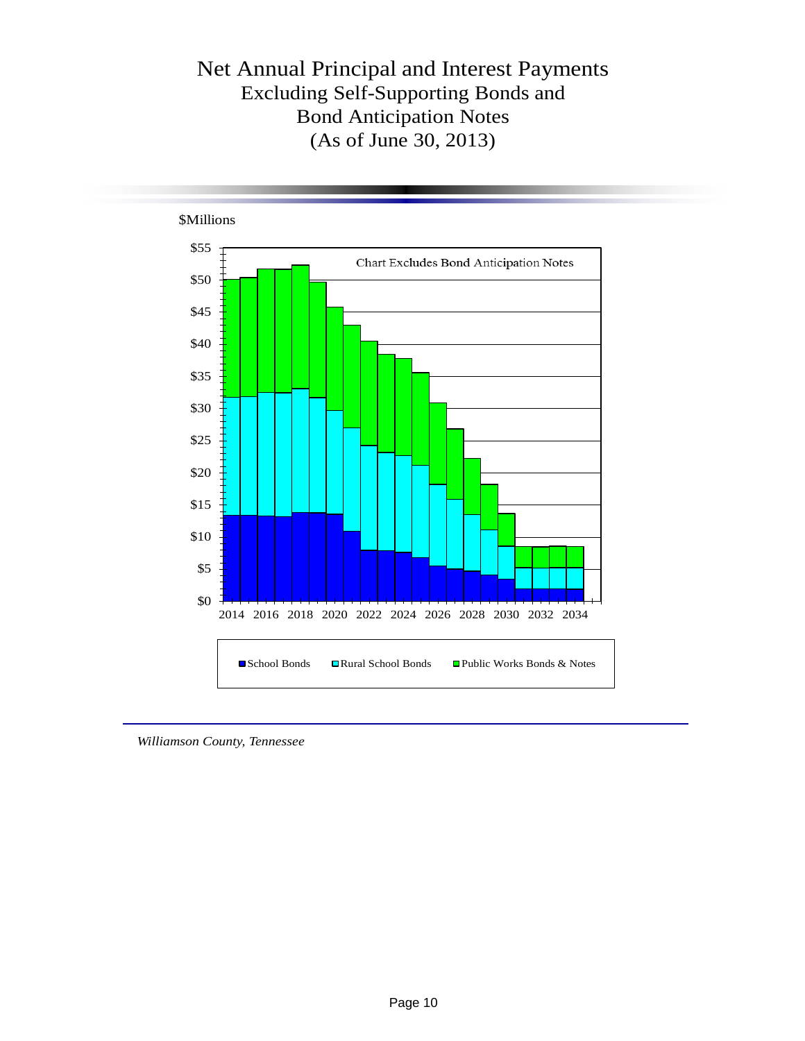# Net Annual Principal and Interest Payments
## Excluding Self-Supporting Bonds and Bond Anticipation Notes
## (As of June 30, 2013)

$Millions

Chart Excludes Bond Anticipation Notes

$55, $50, $45, $40, $35, $30, $25, $20, $15, $10, $5, $0

2014 2016 2018 2020 2022 2024 2026 2028 2030 2032 2034

School Bonds | Rural School Bonds | Public Works Bonds & Notes

*Williamson County, Tennessee*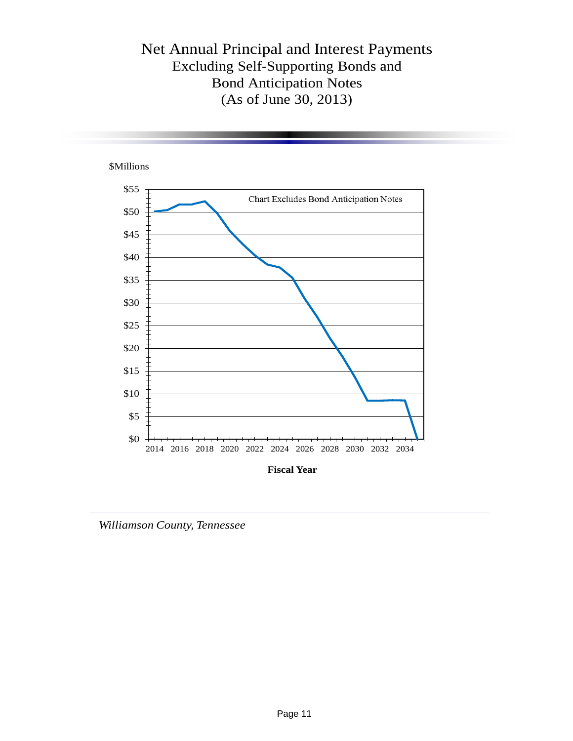# Net Annual Principal and Interest Payments
## Excluding Self-Supporting Bonds and Bond Anticipation Notes
## (As of June 30, 2013)

$Millions

Chart Excludes Bond Anticipation Notes

$55
$50
$45
$40
$35
$30
$25
$20
$15
$10
$5
$0

2014 2016 2018 2020 2022 2024 2026 2028 2030 2032 2034

**Fiscal Year**

*Williamson County, Tennessee*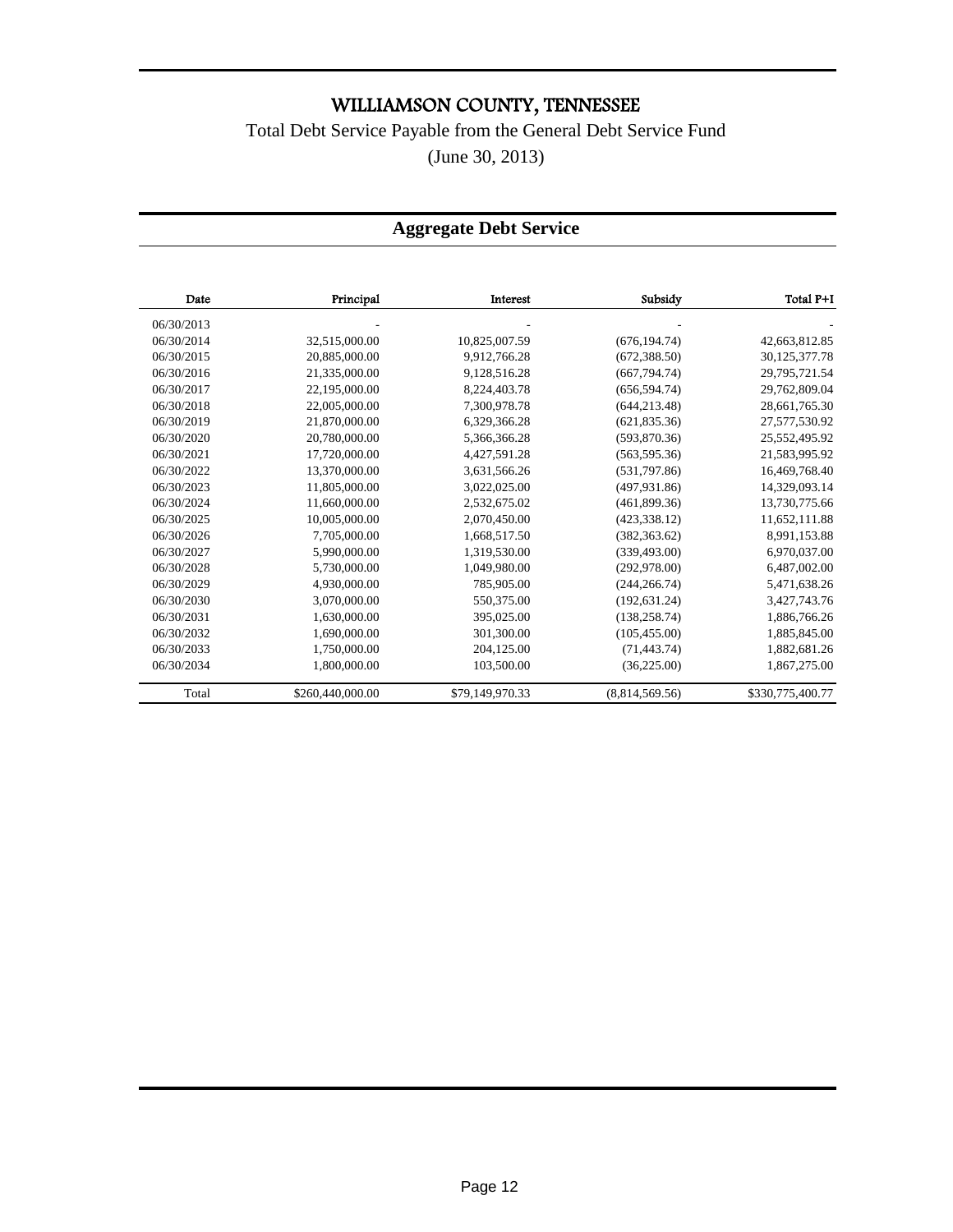# WILLIAMSON COUNTY, TENNESSEE

Total Debt Service Payable from the General Debt Service Fund

(June 30, 2013)

## Aggregate Debt Service

| Date | Principal | Interest | Subsidy | Total P+I |
|---|---|---|---|---|
| 06/30/2013 | - | - | - | - |
| 06/30/2014 | 32,515,000.00 | 10,825,007.59 | (676,194.74) | 42,663,812.85 |
| 06/30/2015 | 20,885,000.00 | 9,912,766.28 | (672,388.50) | 30,125,377.78 |
| 06/30/2016 | 21,335,000.00 | 9,128,516.28 | (667,794.74) | 29,795,721.54 |
| 06/30/2017 | 22,195,000.00 | 8,224,403.78 | (656,594.74) | 29,762,809.04 |
| 06/30/2018 | 22,005,000.00 | 7,300,978.78 | (644,213.48) | 28,661,765.30 |
| 06/30/2019 | 21,870,000.00 | 6,329,366.28 | (621,835.36) | 27,577,530.92 |
| 06/30/2020 | 20,780,000.00 | 5,366,366.28 | (593,870.36) | 25,552,495.92 |
| 06/30/2021 | 17,720,000.00 | 4,427,591.28 | (563,595.36) | 21,583,995.92 |
| 06/30/2022 | 13,370,000.00 | 3,631,566.26 | (531,797.86) | 16,469,768.40 |
| 06/30/2023 | 11,805,000.00 | 3,022,025.00 | (497,931.86) | 14,329,093.14 |
| 06/30/2024 | 11,660,000.00 | 2,532,675.02 | (461,899.36) | 13,730,775.66 |
| 06/30/2025 | 10,005,000.00 | 2,070,450.00 | (423,338.12) | 11,652,111.88 |
| 06/30/2026 | 7,705,000.00 | 1,668,517.50 | (382,363.62) | 8,991,153.88 |
| 06/30/2027 | 5,990,000.00 | 1,319,530.00 | (339,493.00) | 6,970,037.00 |
| 06/30/2028 | 5,730,000.00 | 1,049,980.00 | (292,978.00) | 6,487,002.00 |
| 06/30/2029 | 4,930,000.00 | 785,905.00 | (244,266.74) | 5,471,638.26 |
| 06/30/2030 | 3,070,000.00 | 550,375.00 | (192,631.24) | 3,427,743.76 |
| 06/30/2031 | 1,630,000.00 | 395,025.00 | (138,258.74) | 1,886,766.26 |
| 06/30/2032 | 1,690,000.00 | 301,300.00 | (105,455.00) | 1,885,845.00 |
| 06/30/2033 | 1,750,000.00 | 204,125.00 | (71,443.74) | 1,882,681.26 |
| 06/30/2034 | 1,800,000.00 | 103,500.00 | (36,225.00) | 1,867,275.00 |
| Total | $260,440,000.00 | $79,149,970.33 | (8,814,569.56) | $330,775,400.77 |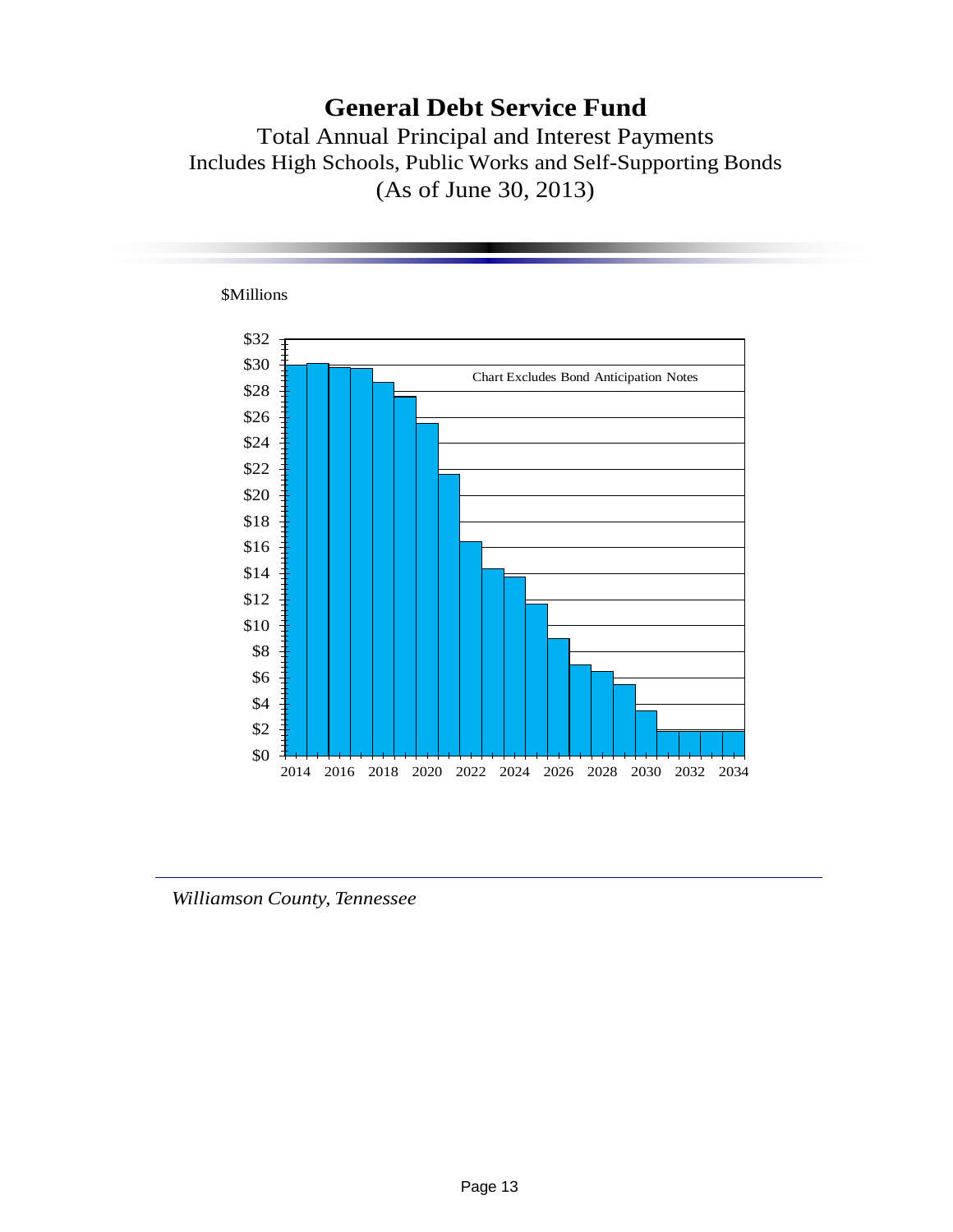# General Debt Service Fund

Total Annual Principal and Interest Payments
Includes High Schools, Public Works and Self-Supporting Bonds
(As of June 30, 2013)

$Millions

Chart Excludes Bond Anticipation Notes

*Williamson County, Tennessee*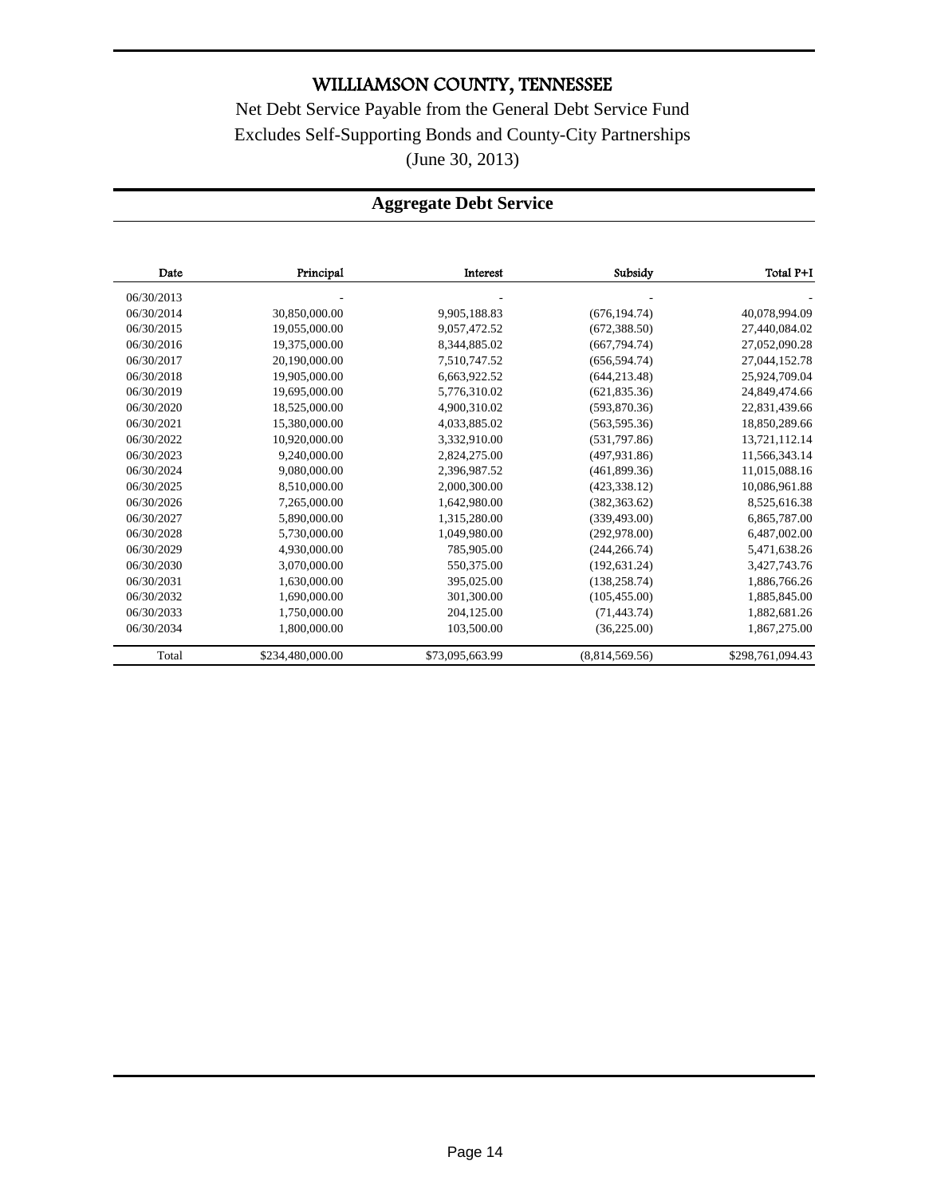# WILLIAMSON COUNTY, TENNESSEE

Net Debt Service Payable from the General Debt Service Fund

Excludes Self-Supporting Bonds and County-City Partnerships

(June 30, 2013)

## Aggregate Debt Service

| Date | Principal | Interest | Subsidy | Total P+I |
|---|---|---|---|---|
| 06/30/2013 | - | - | - | - |
| 06/30/2014 | 30,850,000.00 | 9,905,188.83 | (676,194.74) | 40,078,994.09 |
| 06/30/2015 | 19,055,000.00 | 9,057,472.52 | (672,388.50) | 27,440,084.02 |
| 06/30/2016 | 19,375,000.00 | 8,344,885.02 | (667,794.74) | 27,052,090.28 |
| 06/30/2017 | 20,190,000.00 | 7,510,747.52 | (656,594.74) | 27,044,152.78 |
| 06/30/2018 | 19,905,000.00 | 6,663,922.52 | (644,213.48) | 25,924,709.04 |
| 06/30/2019 | 19,695,000.00 | 5,776,310.02 | (621,835.36) | 24,849,474.66 |
| 06/30/2020 | 18,525,000.00 | 4,900,310.02 | (593,870.36) | 22,831,439.66 |
| 06/30/2021 | 15,380,000.00 | 4,033,885.02 | (563,595.36) | 18,850,289.66 |
| 06/30/2022 | 10,920,000.00 | 3,332,910.00 | (531,797.86) | 13,721,112.14 |
| 06/30/2023 | 9,240,000.00 | 2,824,275.00 | (497,931.86) | 11,566,343.14 |
| 06/30/2024 | 9,080,000.00 | 2,396,987.52 | (461,899.36) | 11,015,088.16 |
| 06/30/2025 | 8,510,000.00 | 2,000,300.00 | (423,338.12) | 10,086,961.88 |
| 06/30/2026 | 7,265,000.00 | 1,642,980.00 | (382,363.62) | 8,525,616.38 |
| 06/30/2027 | 5,890,000.00 | 1,315,280.00 | (339,493.00) | 6,865,787.00 |
| 06/30/2028 | 5,730,000.00 | 1,049,980.00 | (292,978.00) | 6,487,002.00 |
| 06/30/2029 | 4,930,000.00 | 785,905.00 | (244,266.74) | 5,471,638.26 |
| 06/30/2030 | 3,070,000.00 | 550,375.00 | (192,631.24) | 3,427,743.76 |
| 06/30/2031 | 1,630,000.00 | 395,025.00 | (138,258.74) | 1,886,766.26 |
| 06/30/2032 | 1,690,000.00 | 301,300.00 | (105,455.00) | 1,885,845.00 |
| 06/30/2033 | 1,750,000.00 | 204,125.00 | (71,443.74) | 1,882,681.26 |
| 06/30/2034 | 1,800,000.00 | 103,500.00 | (36,225.00) | 1,867,275.00 |
| Total | $234,480,000.00 | $73,095,663.99 | (8,814,569.56) | $298,761,094.43 |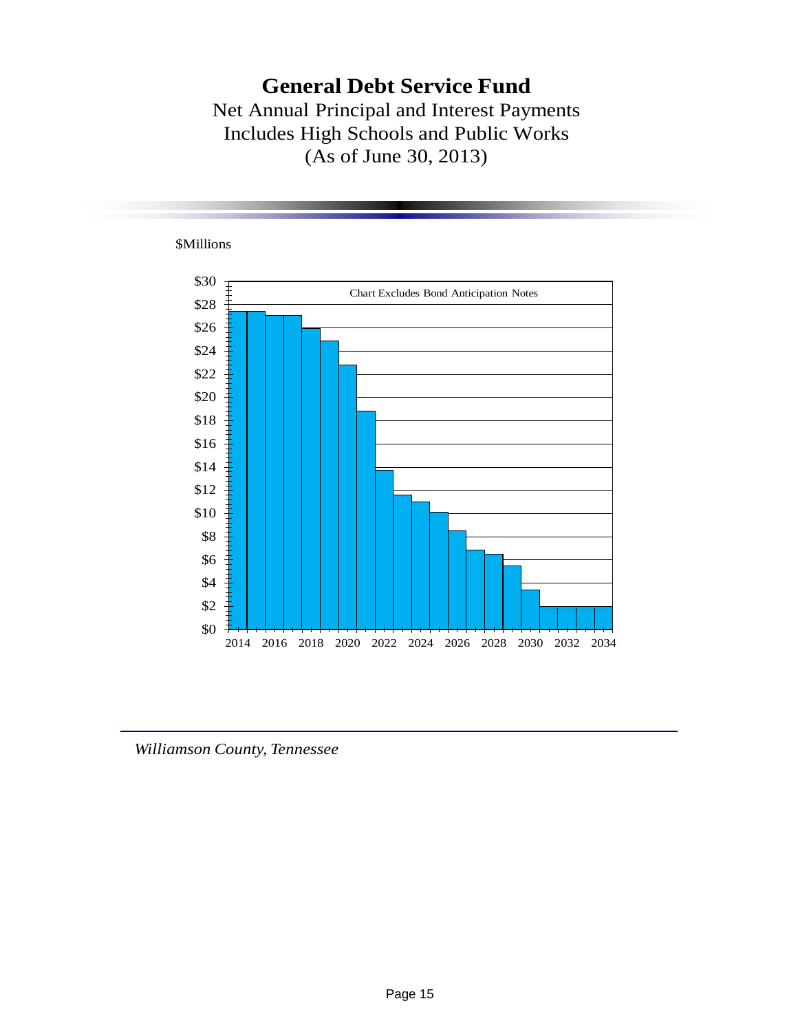# General Debt Service Fund

Net Annual Principal and Interest Payments
Includes High Schools and Public Works
(As of June 30, 2013)

$Millions

Chart Excludes Bond Anticipation Notes

*Williamson County, Tennessee*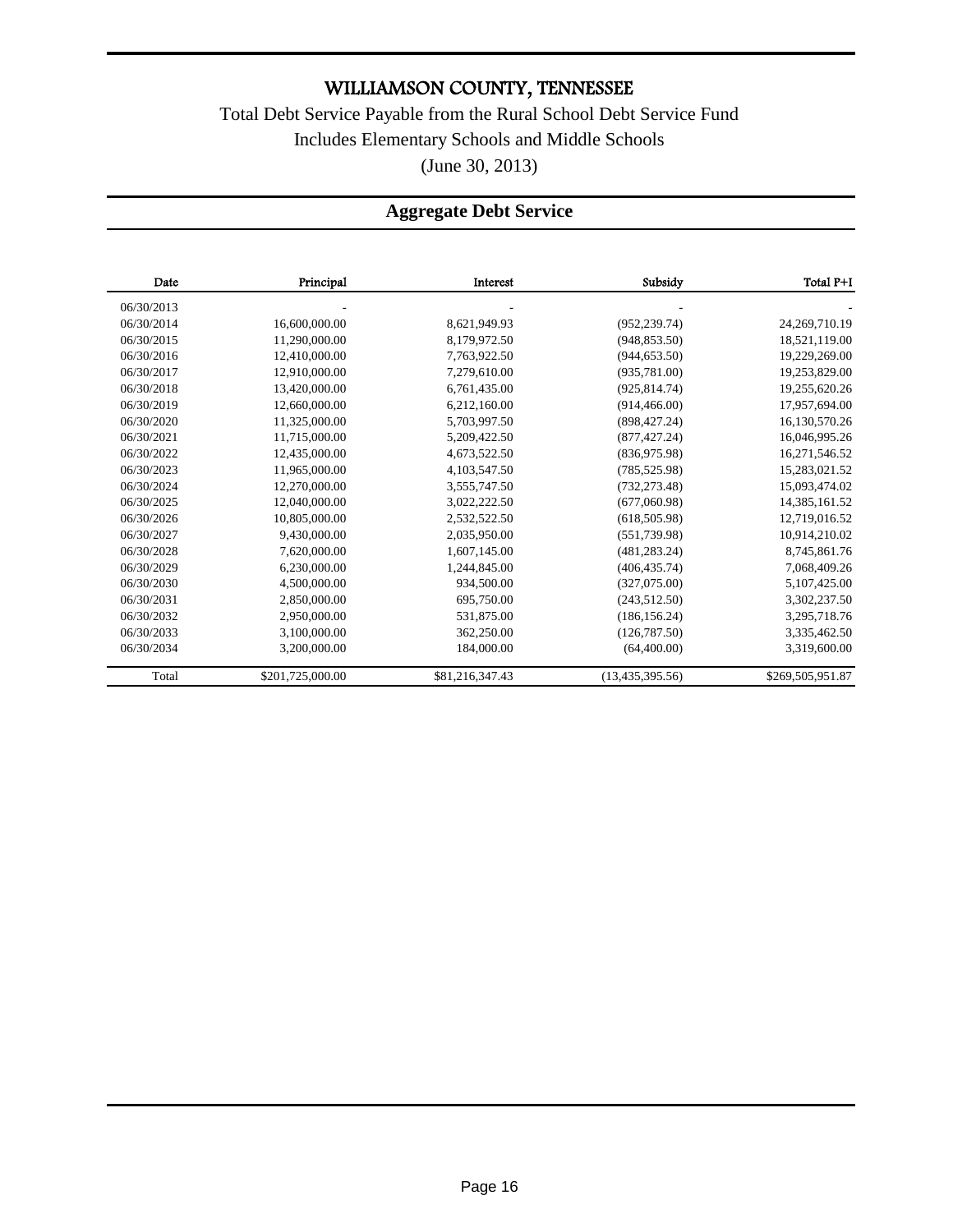# WILLIAMSON COUNTY, TENNESSEE

Total Debt Service Payable from the Rural School Debt Service Fund

Includes Elementary Schools and Middle Schools

(June 30, 2013)

## Aggregate Debt Service

| Date | Principal | Interest | Subsidy | Total P+I |
|---|---|---|---|---|
| 06/30/2013 | - | - | - | - |
| 06/30/2014 | 16,600,000.00 | 8,621,949.93 | (952,239.74) | 24,269,710.19 |
| 06/30/2015 | 11,290,000.00 | 8,179,972.50 | (948,853.50) | 18,521,119.00 |
| 06/30/2016 | 12,410,000.00 | 7,763,922.50 | (944,653.50) | 19,229,269.00 |
| 06/30/2017 | 12,910,000.00 | 7,279,610.00 | (935,781.00) | 19,253,829.00 |
| 06/30/2018 | 13,420,000.00 | 6,761,435.00 | (925,814.74) | 19,255,620.26 |
| 06/30/2019 | 12,660,000.00 | 6,212,160.00 | (914,466.00) | 17,957,694.00 |
| 06/30/2020 | 11,325,000.00 | 5,703,997.50 | (898,427.24) | 16,130,570.26 |
| 06/30/2021 | 11,715,000.00 | 5,209,422.50 | (877,427.24) | 16,046,995.26 |
| 06/30/2022 | 12,435,000.00 | 4,673,522.50 | (836,975.98) | 16,271,546.52 |
| 06/30/2023 | 11,965,000.00 | 4,103,547.50 | (785,525.98) | 15,283,021.52 |
| 06/30/2024 | 12,270,000.00 | 3,555,747.50 | (732,273.48) | 15,093,474.02 |
| 06/30/2025 | 12,040,000.00 | 3,022,222.50 | (677,060.98) | 14,385,161.52 |
| 06/30/2026 | 10,805,000.00 | 2,532,522.50 | (618,505.98) | 12,719,016.52 |
| 06/30/2027 | 9,430,000.00 | 2,035,950.00 | (551,739.98) | 10,914,210.02 |
| 06/30/2028 | 7,620,000.00 | 1,607,145.00 | (481,283.24) | 8,745,861.76 |
| 06/30/2029 | 6,230,000.00 | 1,244,845.00 | (406,435.74) | 7,068,409.26 |
| 06/30/2030 | 4,500,000.00 | 934,500.00 | (327,075.00) | 5,107,425.00 |
| 06/30/2031 | 2,850,000.00 | 695,750.00 | (243,512.50) | 3,302,237.50 |
| 06/30/2032 | 2,950,000.00 | 531,875.00 | (186,156.24) | 3,295,718.76 |
| 06/30/2033 | 3,100,000.00 | 362,250.00 | (126,787.50) | 3,335,462.50 |
| 06/30/2034 | 3,200,000.00 | 184,000.00 | (64,400.00) | 3,319,600.00 |
| Total | $201,725,000.00 | $81,216,347.43 | (13,435,395.56) | $269,505,951.87 |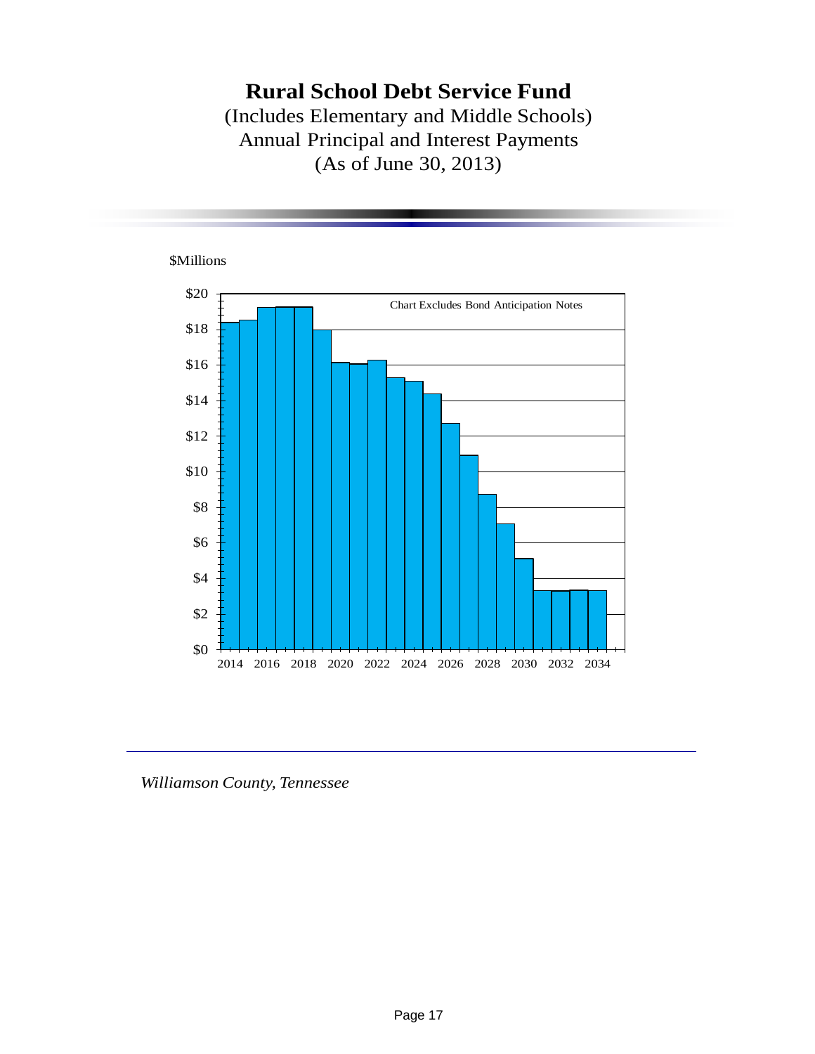# Rural School Debt Service Fund

(Includes Elementary and Middle Schools)
Annual Principal and Interest Payments
(As of June 30, 2013)

$Millions

Chart Excludes Bond Anticipation Notes

$20
$18
$16
$14
$12
$10
$8
$6
$4
$2
$0

2014 2016 2018 2020 2022 2024 2026 2028 2030 2032 2034

*Williamson County, Tennessee*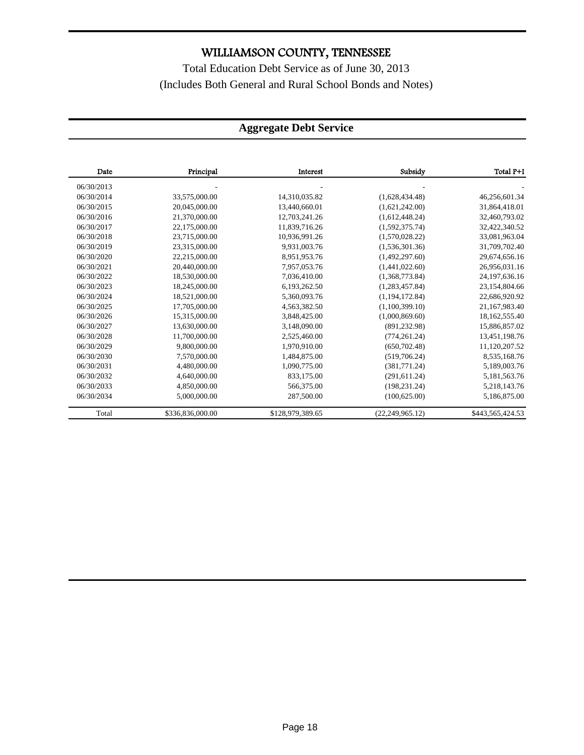# WILLIAMSON COUNTY, TENNESSEE

Total Education Debt Service as of June 30, 2013

(Includes Both General and Rural School Bonds and Notes)

## Aggregate Debt Service

| Date | Principal | Interest | Subsidy | Total P+I |
|---|---|---|---|---|
| 06/30/2013 | - | - | - | - |
| 06/30/2014 | 33,575,000.00 | 14,310,035.82 | (1,628,434.48) | 46,256,601.34 |
| 06/30/2015 | 20,045,000.00 | 13,440,660.01 | (1,621,242.00) | 31,864,418.01 |
| 06/30/2016 | 21,370,000.00 | 12,703,241.26 | (1,612,448.24) | 32,460,793.02 |
| 06/30/2017 | 22,175,000.00 | 11,839,716.26 | (1,592,375.74) | 32,422,340.52 |
| 06/30/2018 | 23,715,000.00 | 10,936,991.26 | (1,570,028.22) | 33,081,963.04 |
| 06/30/2019 | 23,315,000.00 | 9,931,003.76 | (1,536,301.36) | 31,709,702.40 |
| 06/30/2020 | 22,215,000.00 | 8,951,953.76 | (1,492,297.60) | 29,674,656.16 |
| 06/30/2021 | 20,440,000.00 | 7,957,053.76 | (1,441,022.60) | 26,956,031.16 |
| 06/30/2022 | 18,530,000.00 | 7,036,410.00 | (1,368,773.84) | 24,197,636.16 |
| 06/30/2023 | 18,245,000.00 | 6,193,262.50 | (1,283,457.84) | 23,154,804.66 |
| 06/30/2024 | 18,521,000.00 | 5,360,093.76 | (1,194,172.84) | 22,686,920.92 |
| 06/30/2025 | 17,705,000.00 | 4,563,382.50 | (1,100,399.10) | 21,167,983.40 |
| 06/30/2026 | 15,315,000.00 | 3,848,425.00 | (1,000,869.60) | 18,162,555.40 |
| 06/30/2027 | 13,630,000.00 | 3,148,090.00 | (891,232.98) | 15,886,857.02 |
| 06/30/2028 | 11,700,000.00 | 2,525,460.00 | (774,261.24) | 13,451,198.76 |
| 06/30/2029 | 9,800,000.00 | 1,970,910.00 | (650,702.48) | 11,120,207.52 |
| 06/30/2030 | 7,570,000.00 | 1,484,875.00 | (519,706.24) | 8,535,168.76 |
| 06/30/2031 | 4,480,000.00 | 1,090,775.00 | (381,771.24) | 5,189,003.76 |
| 06/30/2032 | 4,640,000.00 | 833,175.00 | (291,611.24) | 5,181,563.76 |
| 06/30/2033 | 4,850,000.00 | 566,375.00 | (198,231.24) | 5,218,143.76 |
| 06/30/2034 | 5,000,000.00 | 287,500.00 | (100,625.00) | 5,186,875.00 |
| Total | $336,836,000.00 | $128,979,389.65 | (22,249,965.12) | $443,565,424.53 |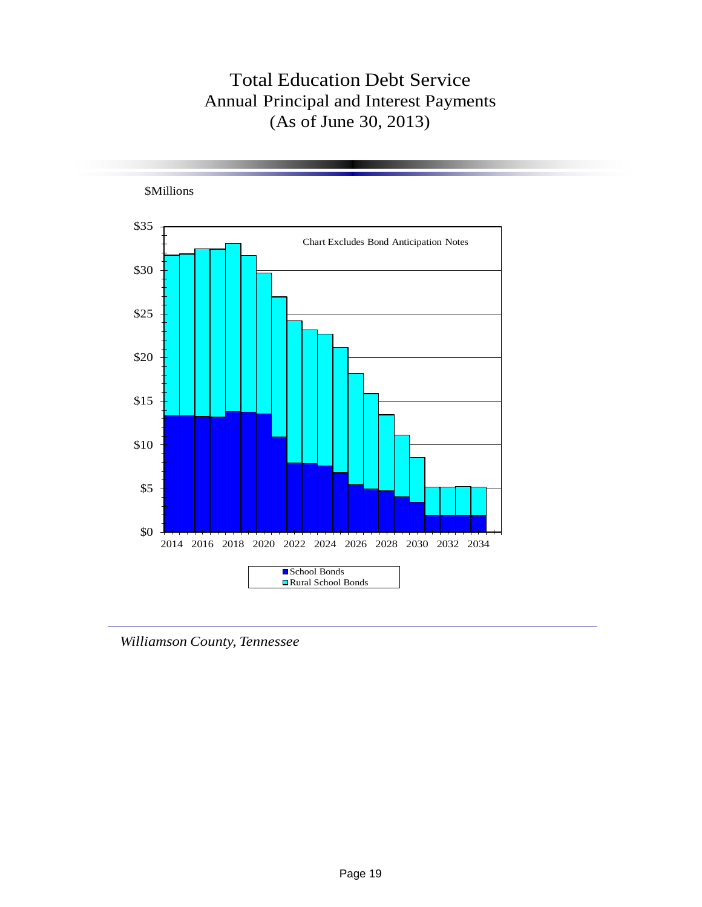# Total Education Debt Service
## Annual Principal and Interest Payments
## (As of June 30, 2013)

$Millions

Chart Excludes Bond Anticipation Notes

$35
$30
$25
$20
$15
$10
$5
$0

2014 2016 2018 2020 2022 2024 2026 2028 2030 2032 2034

- School Bonds
- Rural School Bonds

*Williamson County, Tennessee*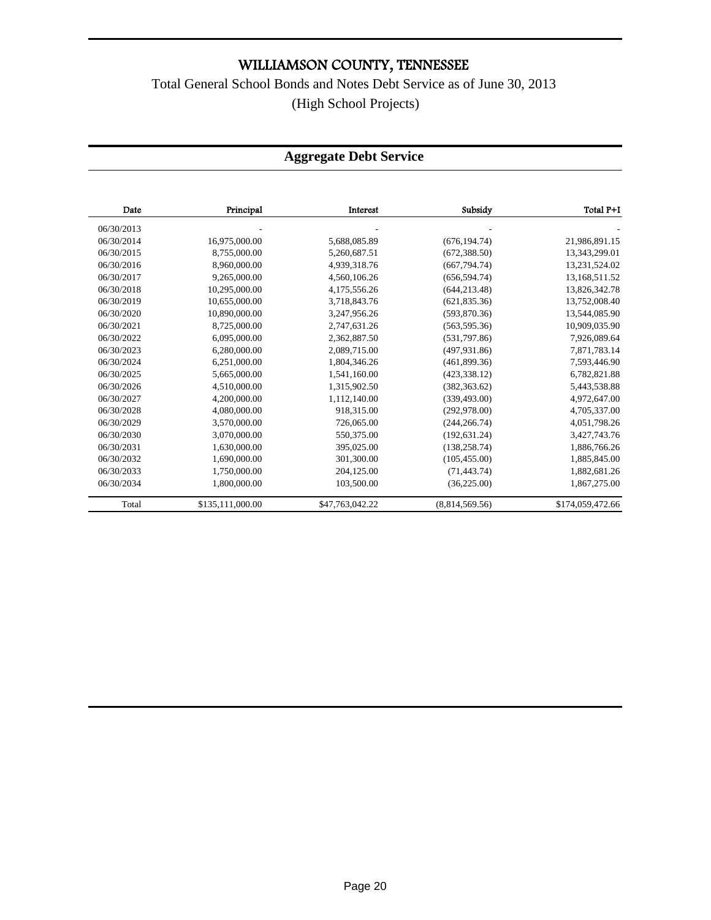# WILLIAMSON COUNTY, TENNESSEE

Total General School Bonds and Notes Debt Service as of June 30, 2013

(High School Projects)

## Aggregate Debt Service

| Date | Principal | Interest | Subsidy | Total P+I |
|---|---|---|---|---|
| 06/30/2013 | - | - | - | - |
| 06/30/2014 | 16,975,000.00 | 5,688,085.89 | (676,194.74) | 21,986,891.15 |
| 06/30/2015 | 8,755,000.00 | 5,260,687.51 | (672,388.50) | 13,343,299.01 |
| 06/30/2016 | 8,960,000.00 | 4,939,318.76 | (667,794.74) | 13,231,524.02 |
| 06/30/2017 | 9,265,000.00 | 4,560,106.26 | (656,594.74) | 13,168,511.52 |
| 06/30/2018 | 10,295,000.00 | 4,175,556.26 | (644,213.48) | 13,826,342.78 |
| 06/30/2019 | 10,655,000.00 | 3,718,843.76 | (621,835.36) | 13,752,008.40 |
| 06/30/2020 | 10,890,000.00 | 3,247,956.26 | (593,870.36) | 13,544,085.90 |
| 06/30/2021 | 8,725,000.00 | 2,747,631.26 | (563,595.36) | 10,909,035.90 |
| 06/30/2022 | 6,095,000.00 | 2,362,887.50 | (531,797.86) | 7,926,089.64 |
| 06/30/2023 | 6,280,000.00 | 2,089,715.00 | (497,931.86) | 7,871,783.14 |
| 06/30/2024 | 6,251,000.00 | 1,804,346.26 | (461,899.36) | 7,593,446.90 |
| 06/30/2025 | 5,665,000.00 | 1,541,160.00 | (423,338.12) | 6,782,821.88 |
| 06/30/2026 | 4,510,000.00 | 1,315,902.50 | (382,363.62) | 5,443,538.88 |
| 06/30/2027 | 4,200,000.00 | 1,112,140.00 | (339,493.00) | 4,972,647.00 |
| 06/30/2028 | 4,080,000.00 | 918,315.00 | (292,978.00) | 4,705,337.00 |
| 06/30/2029 | 3,570,000.00 | 726,065.00 | (244,266.74) | 4,051,798.26 |
| 06/30/2030 | 3,070,000.00 | 550,375.00 | (192,631.24) | 3,427,743.76 |
| 06/30/2031 | 1,630,000.00 | 395,025.00 | (138,258.74) | 1,886,766.26 |
| 06/30/2032 | 1,690,000.00 | 301,300.00 | (105,455.00) | 1,885,845.00 |
| 06/30/2033 | 1,750,000.00 | 204,125.00 | (71,443.74) | 1,882,681.26 |
| 06/30/2034 | 1,800,000.00 | 103,500.00 | (36,225.00) | 1,867,275.00 |
| Total | $135,111,000.00 | $47,763,042.22 | (8,814,569.56) | $174,059,472.66 |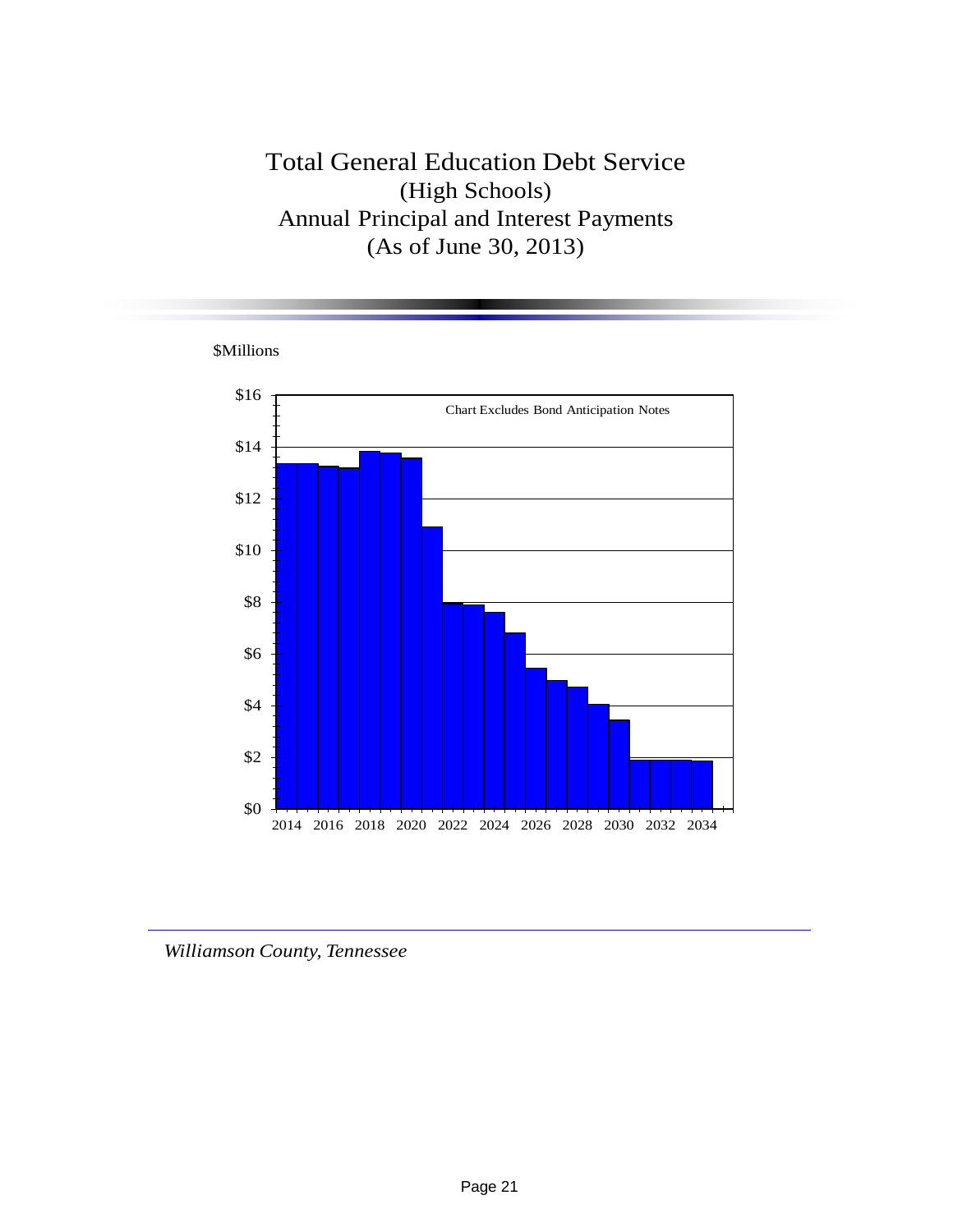# Total General Education Debt Service
## (High Schools)
## Annual Principal and Interest Payments
## (As of June 30, 2013)

$Millions

Chart Excludes Bond Anticipation Notes

$16
$14
$12
$10
$8
$6
$4
$2
$0

2014 2016 2018 2020 2022 2024 2026 2028 2030 2032 2034

*Williamson County, Tennessee*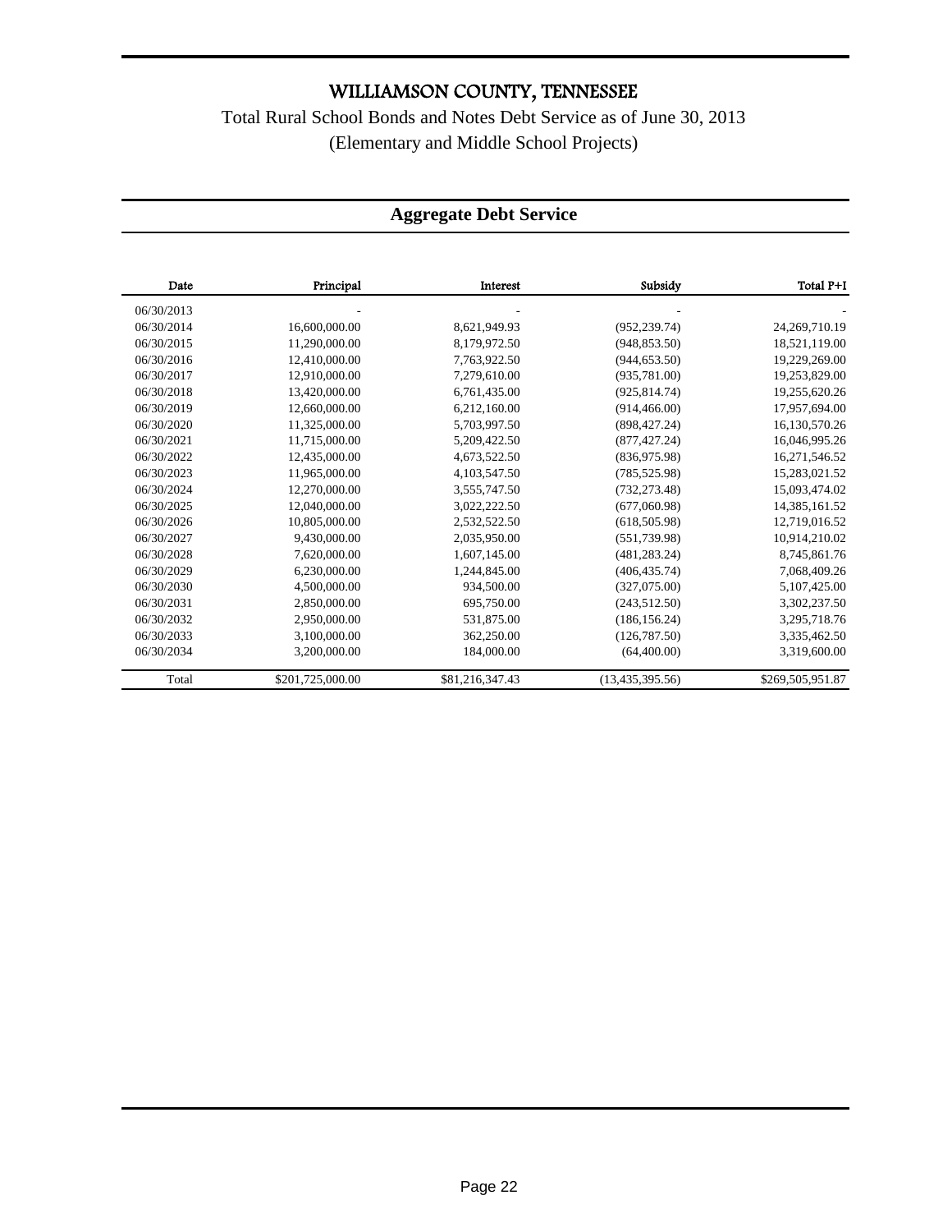# WILLIAMSON COUNTY, TENNESSEE

Total Rural School Bonds and Notes Debt Service as of June 30, 2013

(Elementary and Middle School Projects)

## Aggregate Debt Service

| Date | Principal | Interest | Subsidy | Total P+I |
|---|---|---|---|---|
| 06/30/2013 | - | - | - | - |
| 06/30/2014 | 16,600,000.00 | 8,621,949.93 | (952,239.74) | 24,269,710.19 |
| 06/30/2015 | 11,290,000.00 | 8,179,972.50 | (948,853.50) | 18,521,119.00 |
| 06/30/2016 | 12,410,000.00 | 7,763,922.50 | (944,653.50) | 19,229,269.00 |
| 06/30/2017 | 12,910,000.00 | 7,279,610.00 | (935,781.00) | 19,253,829.00 |
| 06/30/2018 | 13,420,000.00 | 6,761,435.00 | (925,814.74) | 19,255,620.26 |
| 06/30/2019 | 12,660,000.00 | 6,212,160.00 | (914,466.00) | 17,957,694.00 |
| 06/30/2020 | 11,325,000.00 | 5,703,997.50 | (898,427.24) | 16,130,570.26 |
| 06/30/2021 | 11,715,000.00 | 5,209,422.50 | (877,427.24) | 16,046,995.26 |
| 06/30/2022 | 12,435,000.00 | 4,673,522.50 | (836,975.98) | 16,271,546.52 |
| 06/30/2023 | 11,965,000.00 | 4,103,547.50 | (785,525.98) | 15,283,021.52 |
| 06/30/2024 | 12,270,000.00 | 3,555,747.50 | (732,273.48) | 15,093,474.02 |
| 06/30/2025 | 12,040,000.00 | 3,022,222.50 | (677,060.98) | 14,385,161.52 |
| 06/30/2026 | 10,805,000.00 | 2,532,522.50 | (618,505.98) | 12,719,016.52 |
| 06/30/2027 | 9,430,000.00 | 2,035,950.00 | (551,739.98) | 10,914,210.02 |
| 06/30/2028 | 7,620,000.00 | 1,607,145.00 | (481,283.24) | 8,745,861.76 |
| 06/30/2029 | 6,230,000.00 | 1,244,845.00 | (406,435.74) | 7,068,409.26 |
| 06/30/2030 | 4,500,000.00 | 934,500.00 | (327,075.00) | 5,107,425.00 |
| 06/30/2031 | 2,850,000.00 | 695,750.00 | (243,512.50) | 3,302,237.50 |
| 06/30/2032 | 2,950,000.00 | 531,875.00 | (186,156.24) | 3,295,718.76 |
| 06/30/2033 | 3,100,000.00 | 362,250.00 | (126,787.50) | 3,335,462.50 |
| 06/30/2034 | 3,200,000.00 | 184,000.00 | (64,400.00) | 3,319,600.00 |
| Total | $201,725,000.00 | $81,216,347.43 | (13,435,395.56) | $269,505,951.87 |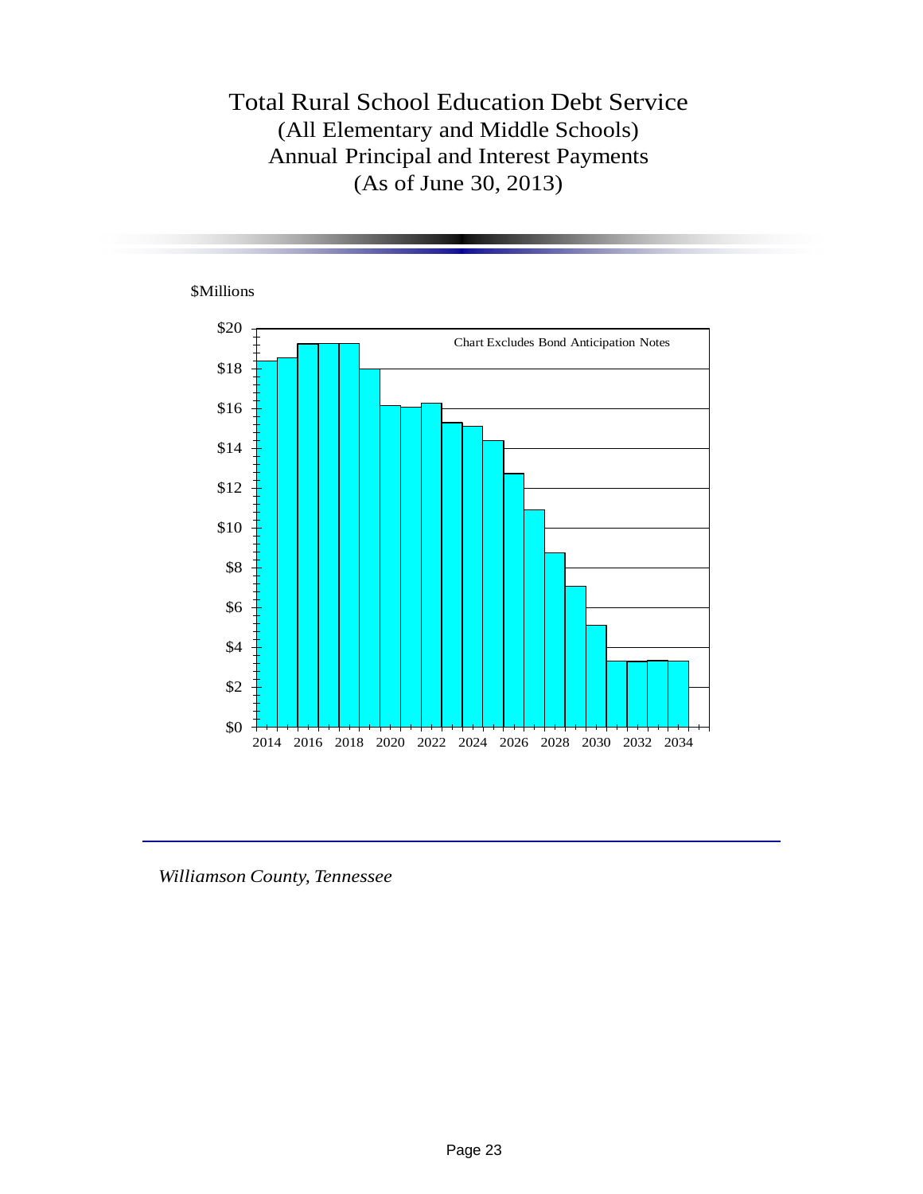# Total Rural School Education Debt Service

## (All Elementary and Middle Schools)

## Annual Principal and Interest Payments

## (As of June 30, 2013)

$Millions

Chart Excludes Bond Anticipation Notes

*Williamson County, Tennessee*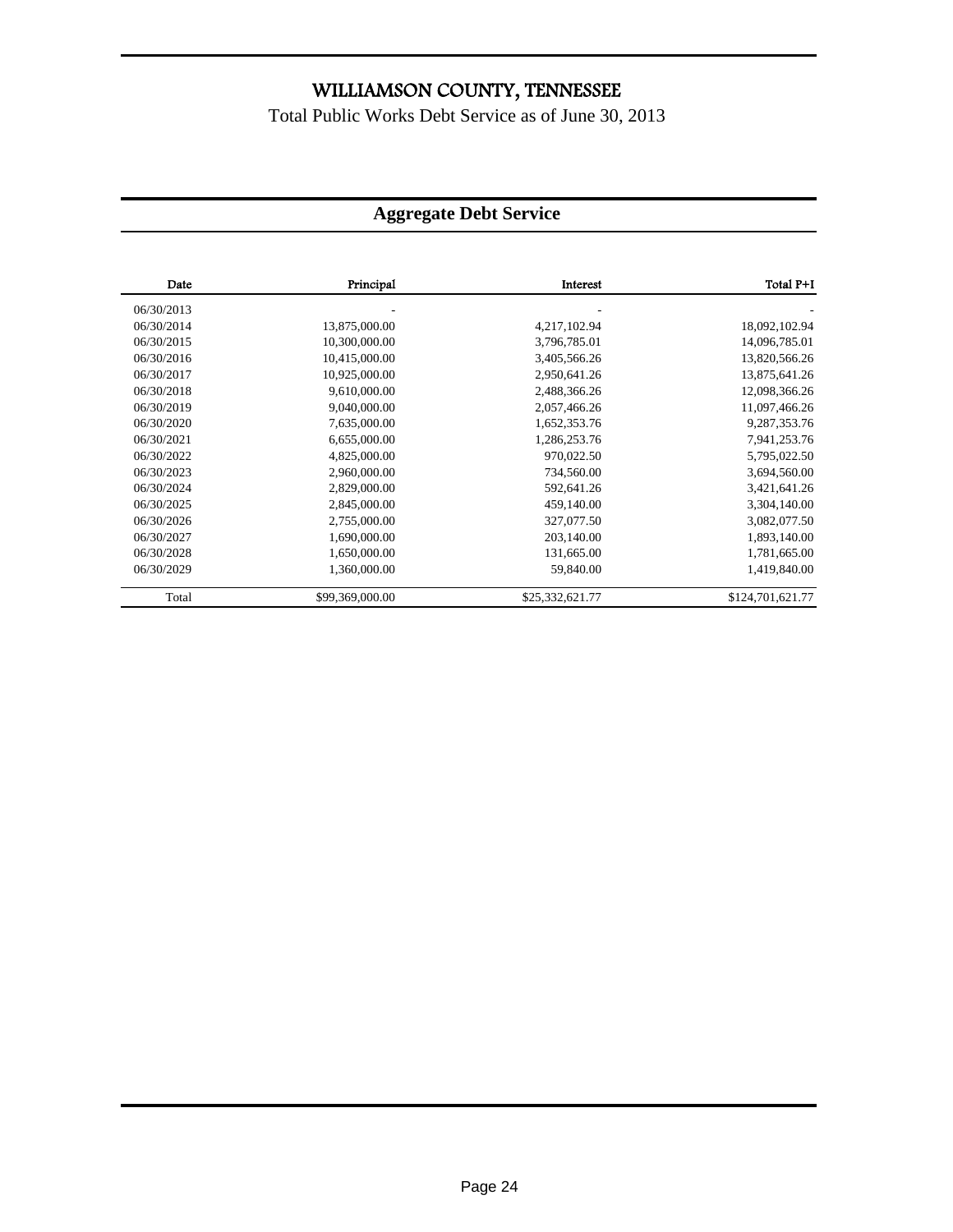# WILLIAMSON COUNTY, TENNESSEE

Total Public Works Debt Service as of June 30, 2013

## Aggregate Debt Service

| Date | Principal | Interest | Total P+I |
|---|---|---|---|
| 06/30/2013 | - | - | - |
| 06/30/2014 | 13,875,000.00 | 4,217,102.94 | 18,092,102.94 |
| 06/30/2015 | 10,300,000.00 | 3,796,785.01 | 14,096,785.01 |
| 06/30/2016 | 10,415,000.00 | 3,405,566.26 | 13,820,566.26 |
| 06/30/2017 | 10,925,000.00 | 2,950,641.26 | 13,875,641.26 |
| 06/30/2018 | 9,610,000.00 | 2,488,366.26 | 12,098,366.26 |
| 06/30/2019 | 9,040,000.00 | 2,057,466.26 | 11,097,466.26 |
| 06/30/2020 | 7,635,000.00 | 1,652,353.76 | 9,287,353.76 |
| 06/30/2021 | 6,655,000.00 | 1,286,253.76 | 7,941,253.76 |
| 06/30/2022 | 4,825,000.00 | 970,022.50 | 5,795,022.50 |
| 06/30/2023 | 2,960,000.00 | 734,560.00 | 3,694,560.00 |
| 06/30/2024 | 2,829,000.00 | 592,641.26 | 3,421,641.26 |
| 06/30/2025 | 2,845,000.00 | 459,140.00 | 3,304,140.00 |
| 06/30/2026 | 2,755,000.00 | 327,077.50 | 3,082,077.50 |
| 06/30/2027 | 1,690,000.00 | 203,140.00 | 1,893,140.00 |
| 06/30/2028 | 1,650,000.00 | 131,665.00 | 1,781,665.00 |
| 06/30/2029 | 1,360,000.00 | 59,840.00 | 1,419,840.00 |
| Total | $99,369,000.00 | $25,332,621.77 | $124,701,621.77 |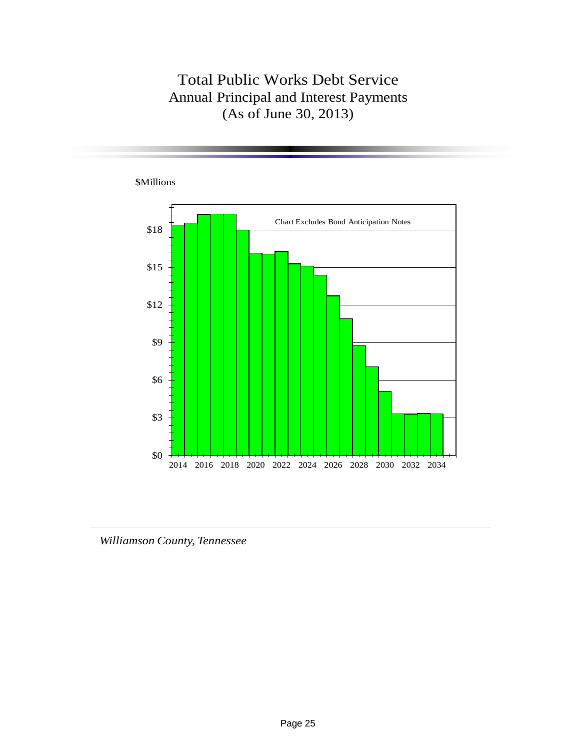# Total Public Works Debt Service

## Annual Principal and Interest Payments

## (As of June 30, 2013)

$Millions

Chart Excludes Bond Anticipation Notes

$18
$15
$12
$9
$6
$3
$0

2014 2016 2018 2020 2022 2024 2026 2028 2030 2032 2034

*Williamson County, Tennessee*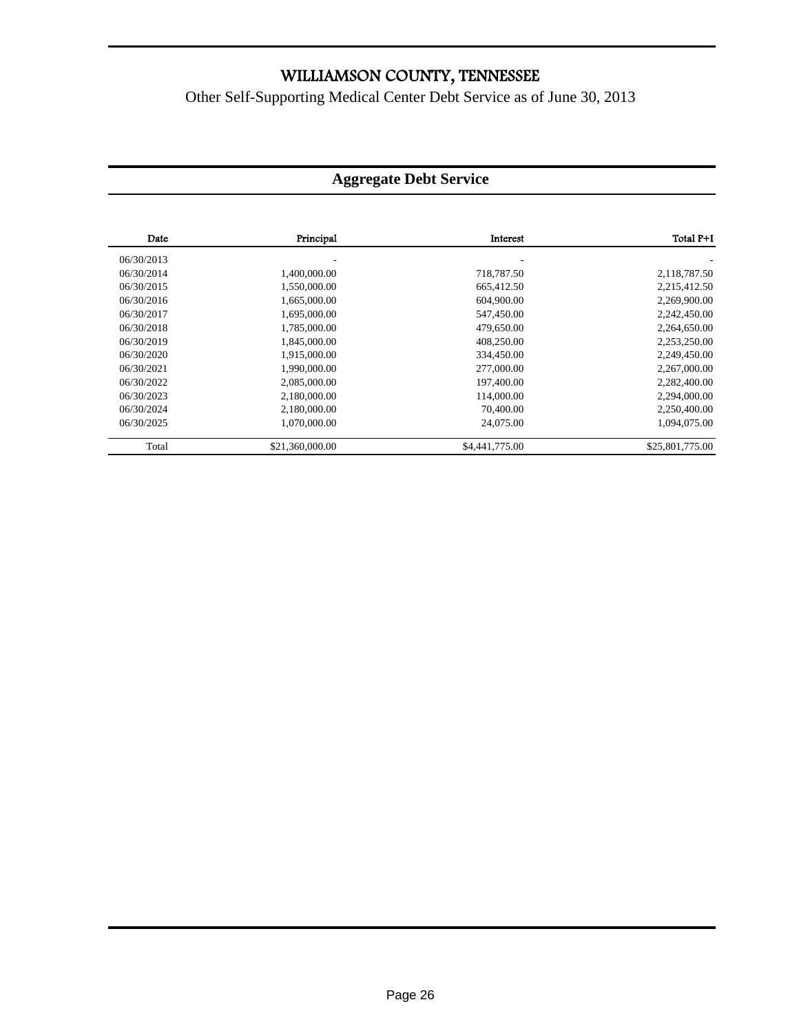# WILLIAMSON COUNTY, TENNESSEE

Other Self-Supporting Medical Center Debt Service as of June 30, 2013

## Aggregate Debt Service

| Date | Principal | Interest | Total P+I |
|---|---|---|---|
| 06/30/2013 | - | - | - |
| 06/30/2014 | 1,400,000.00 | 718,787.50 | 2,118,787.50 |
| 06/30/2015 | 1,550,000.00 | 665,412.50 | 2,215,412.50 |
| 06/30/2016 | 1,665,000.00 | 604,900.00 | 2,269,900.00 |
| 06/30/2017 | 1,695,000.00 | 547,450.00 | 2,242,450.00 |
| 06/30/2018 | 1,785,000.00 | 479,650.00 | 2,264,650.00 |
| 06/30/2019 | 1,845,000.00 | 408,250.00 | 2,253,250.00 |
| 06/30/2020 | 1,915,000.00 | 334,450.00 | 2,249,450.00 |
| 06/30/2021 | 1,990,000.00 | 277,000.00 | 2,267,000.00 |
| 06/30/2022 | 2,085,000.00 | 197,400.00 | 2,282,400.00 |
| 06/30/2023 | 2,180,000.00 | 114,000.00 | 2,294,000.00 |
| 06/30/2024 | 2,180,000.00 | 70,400.00 | 2,250,400.00 |
| 06/30/2025 | 1,070,000.00 | 24,075.00 | 1,094,075.00 |
| Total | $21,360,000.00 | $4,441,775.00 | $25,801,775.00 |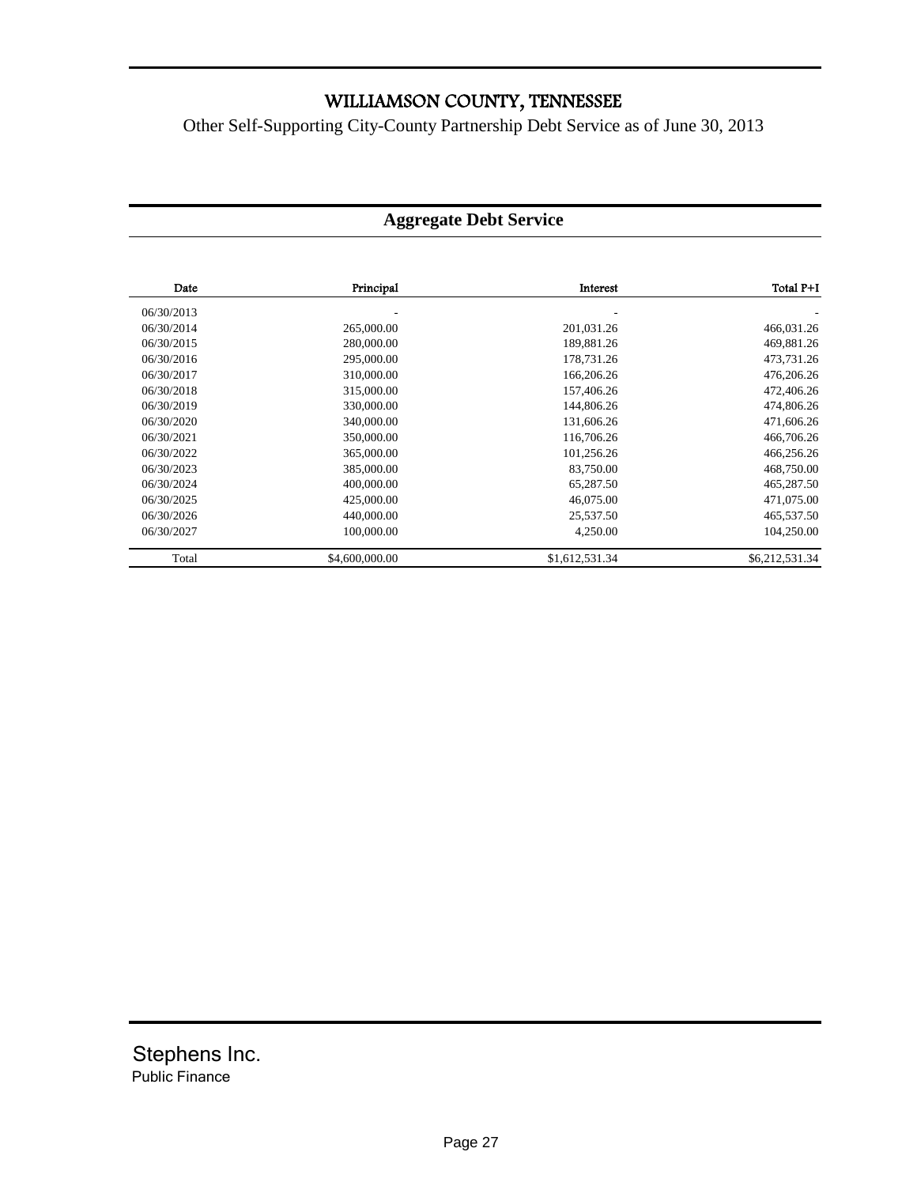# WILLIAMSON COUNTY, TENNESSEE

Other Self-Supporting City-County Partnership Debt Service as of June 30, 2013

## Aggregate Debt Service

| Date | Principal | Interest | Total P+I |
|---|---|---|---|
| 06/30/2013 | - | - | - |
| 06/30/2014 | 265,000.00 | 201,031.26 | 466,031.26 |
| 06/30/2015 | 280,000.00 | 189,881.26 | 469,881.26 |
| 06/30/2016 | 295,000.00 | 178,731.26 | 473,731.26 |
| 06/30/2017 | 310,000.00 | 166,206.26 | 476,206.26 |
| 06/30/2018 | 315,000.00 | 157,406.26 | 472,406.26 |
| 06/30/2019 | 330,000.00 | 144,806.26 | 474,806.26 |
| 06/30/2020 | 340,000.00 | 131,606.26 | 471,606.26 |
| 06/30/2021 | 350,000.00 | 116,706.26 | 466,706.26 |
| 06/30/2022 | 365,000.00 | 101,256.26 | 466,256.26 |
| 06/30/2023 | 385,000.00 | 83,750.00 | 468,750.00 |
| 06/30/2024 | 400,000.00 | 65,287.50 | 465,287.50 |
| 06/30/2025 | 425,000.00 | 46,075.00 | 471,075.00 |
| 06/30/2026 | 440,000.00 | 25,537.50 | 465,537.50 |
| 06/30/2027 | 100,000.00 | 4,250.00 | 104,250.00 |
| Total | $4,600,000.00 | $1,612,531.34 | $6,212,531.34 |

Stephens Inc.
Public Finance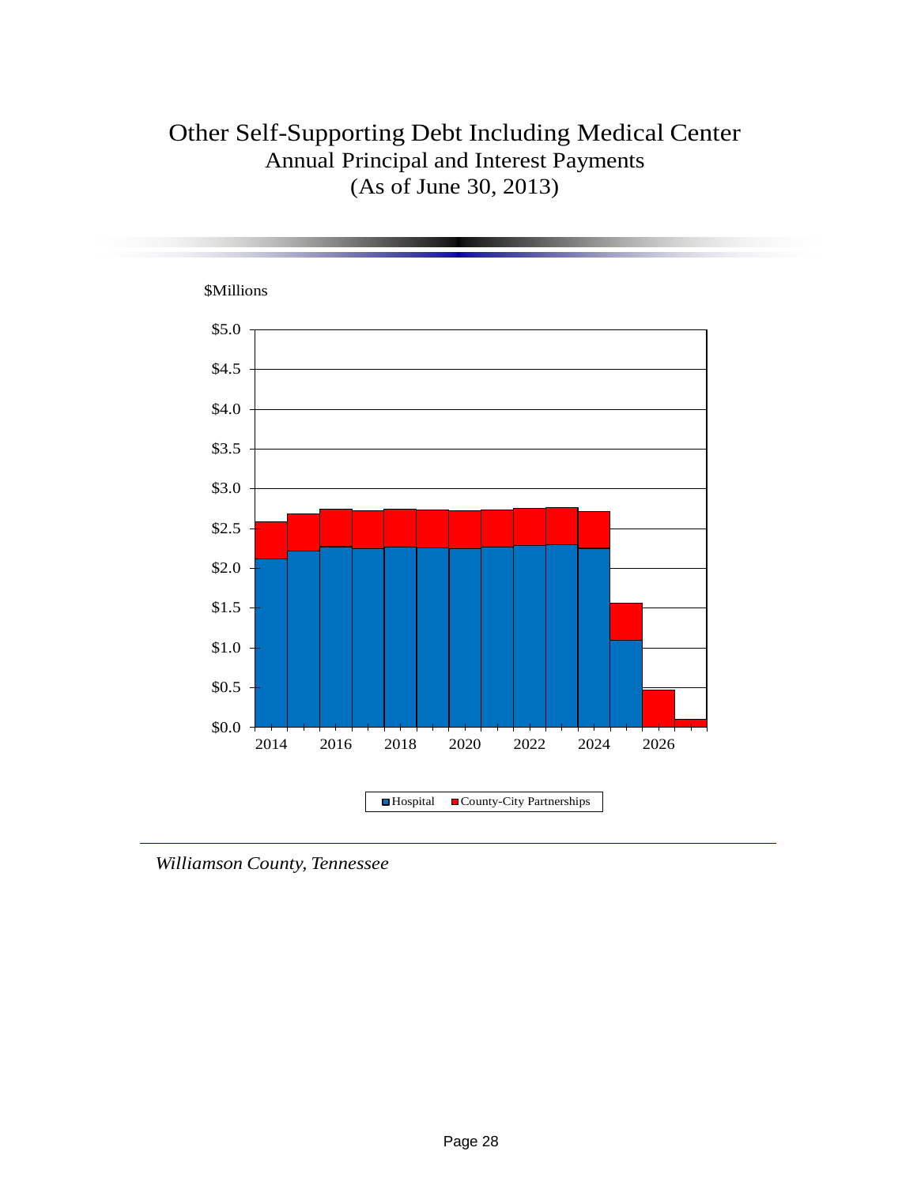# Other Self-Supporting Debt Including Medical Center

## Annual Principal and Interest Payments

## (As of June 30, 2013)

$Millions

$5.0
$4.5
$4.0
$3.5
$3.0
$2.5
$2.0
$1.5
$1.0
$0.5
$0.0

2014
2016
2018
2020
2022
2024
2026

Hospital
County-City Partnerships

*Williamson County, Tennessee*